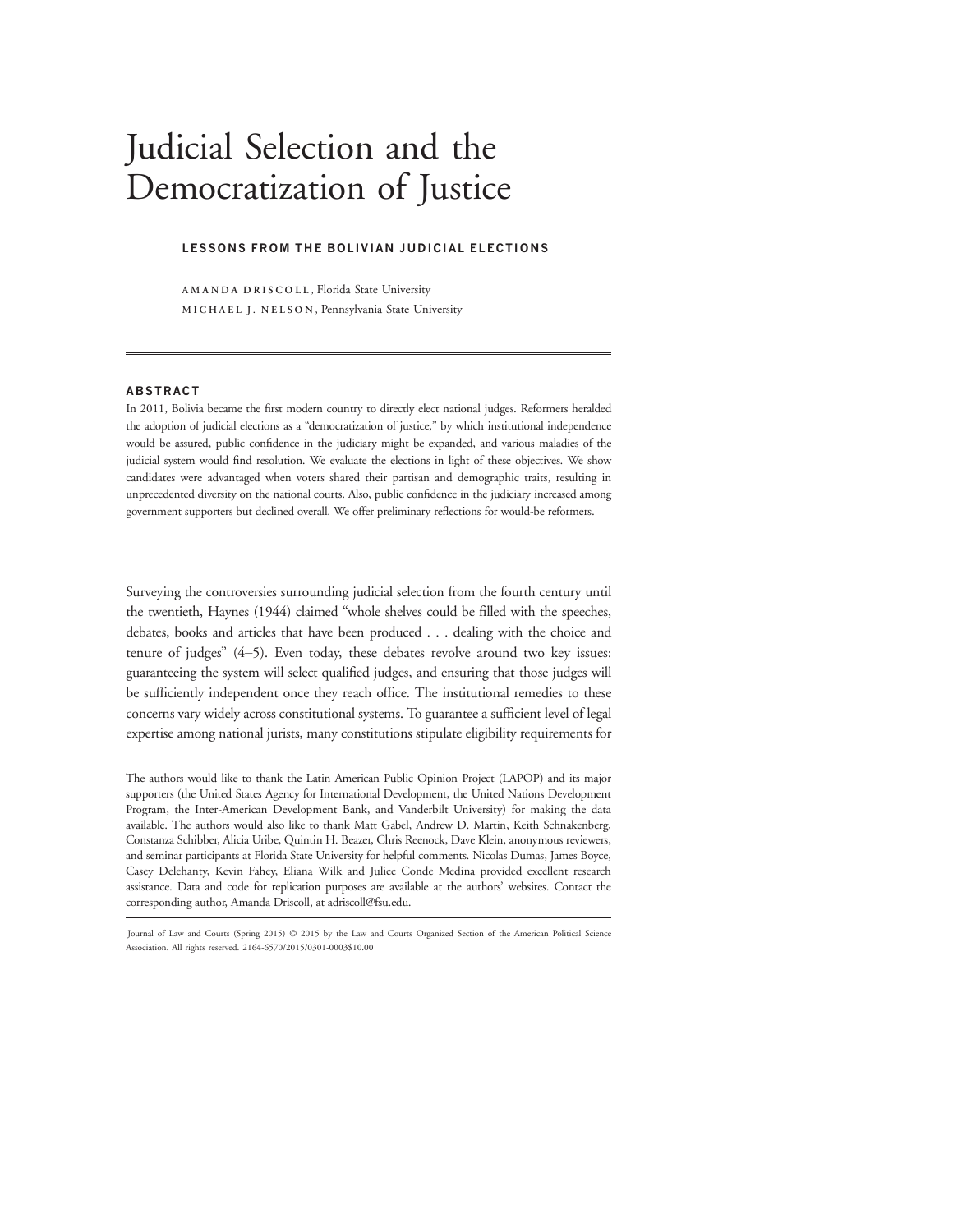# Judicial Selection and the Democratization of Justice

## LESSONS FROM THE BOLIVIAN JUDICIAL ELECTIONS

AMANDA DRISCOLL, Florida State University
MICHAEL J. NELSON, Pennsylvania State University

### ABSTRACT

In 2011, Bolivia became the first modern country to directly elect national judges. Reformers heralded the adoption of judicial elections as a "democratization of justice," by which institutional independence would be assured, public confidence in the judiciary might be expanded, and various maladies of the judicial system would find resolution. We evaluate the elections in light of these objectives. We show candidates were advantaged when voters shared their partisan and demographic traits, resulting in unprecedented diversity on the national courts. Also, public confidence in the judiciary increased among government supporters but declined overall. We offer preliminary reflections for would-be reformers.

Surveying the controversies surrounding judicial selection from the fourth century until the twentieth, Haynes (1944) claimed "whole shelves could be filled with the speeches, debates, books and articles that have been produced . . . dealing with the choice and tenure of judges" (4–5). Even today, these debates revolve around two key issues: guaranteeing the system will select qualified judges, and ensuring that those judges will be sufficiently independent once they reach office. The institutional remedies to these concerns vary widely across constitutional systems. To guarantee a sufficient level of legal expertise among national jurists, many constitutions stipulate eligibility requirements for

The authors would like to thank the Latin American Public Opinion Project (LAPOP) and its major supporters (the United States Agency for International Development, the United Nations Development Program, the Inter-American Development Bank, and Vanderbilt University) for making the data available. The authors would also like to thank Matt Gabel, Andrew D. Martin, Keith Schnakenberg, Constanza Schibber, Alicia Uribe, Quintin H. Beazer, Chris Reenock, Dave Klein, anonymous reviewers, and seminar participants at Florida State University for helpful comments. Nicolas Dumas, James Boyce, Casey Delehanty, Kevin Fahey, Eliana Wilk and Juliee Conde Medina provided excellent research assistance. Data and code for replication purposes are available at the authors' websites. Contact the corresponding author, Amanda Driscoll, at adriscoll@fsu.edu.

Journal of Law and Courts (Spring 2015) © 2015 by the Law and Courts Organized Section of the American Political Science Association. All rights reserved. 2164-6570/2015/0301-0003$10.00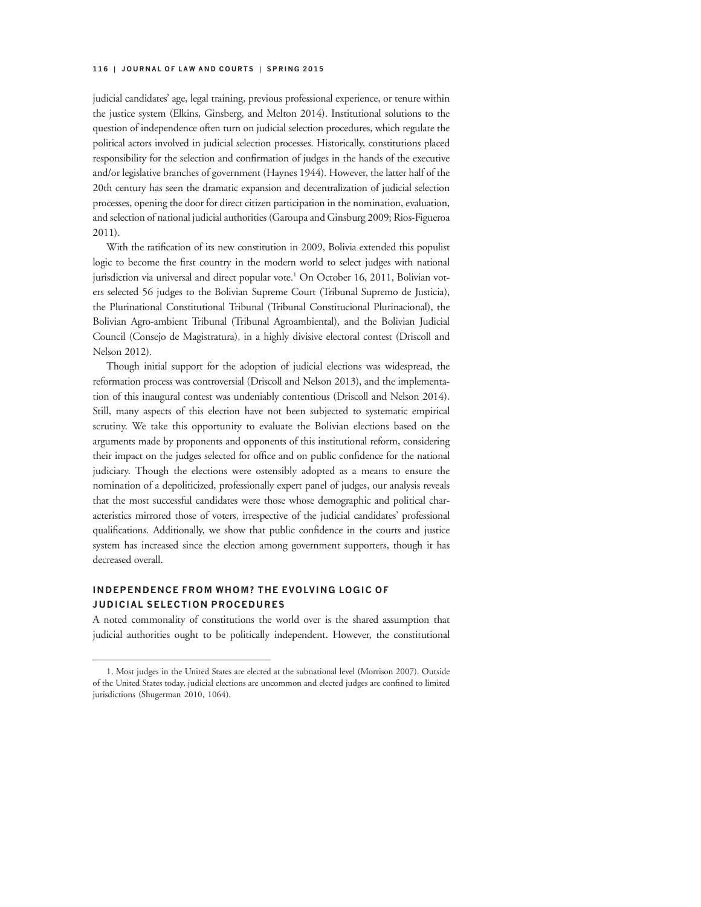judicial candidates' age, legal training, previous professional experience, or tenure within the justice system (Elkins, Ginsberg, and Melton 2014). Institutional solutions to the question of independence often turn on judicial selection procedures, which regulate the political actors involved in judicial selection processes. Historically, constitutions placed responsibility for the selection and confirmation of judges in the hands of the executive and/or legislative branches of government (Haynes 1944). However, the latter half of the 20th century has seen the dramatic expansion and decentralization of judicial selection processes, opening the door for direct citizen participation in the nomination, evaluation, and selection of national judicial authorities (Garoupa and Ginsburg 2009; Rios-Figueroa 2011).

With the ratification of its new constitution in 2009, Bolivia extended this populist logic to become the first country in the modern world to select judges with national jurisdiction via universal and direct popular vote.[1] On October 16, 2011, Bolivian voters selected 56 judges to the Bolivian Supreme Court (Tribunal Supremo de Justicia), the Plurinational Constitutional Tribunal (Tribunal Constitucional Plurinacional), the Bolivian Agro-ambient Tribunal (Tribunal Agroambiental), and the Bolivian Judicial Council (Consejo de Magistratura), in a highly divisive electoral contest (Driscoll and Nelson 2012).

Though initial support for the adoption of judicial elections was widespread, the reformation process was controversial (Driscoll and Nelson 2013), and the implementation of this inaugural contest was undeniably contentious (Driscoll and Nelson 2014). Still, many aspects of this election have not been subjected to systematic empirical scrutiny. We take this opportunity to evaluate the Bolivian elections based on the arguments made by proponents and opponents of this institutional reform, considering their impact on the judges selected for office and on public confidence for the national judiciary. Though the elections were ostensibly adopted as a means to ensure the nomination of a depoliticized, professionally expert panel of judges, our analysis reveals that the most successful candidates were those whose demographic and political characteristics mirrored those of voters, irrespective of the judicial candidates' professional qualifications. Additionally, we show that public confidence in the courts and justice system has increased since the election among government supporters, though it has decreased overall.

## INDEPENDENCE FROM WHOM? THE EVOLVING LOGIC OF JUDICIAL SELECTION PROCEDURES

A noted commonality of constitutions the world over is the shared assumption that judicial authorities ought to be politically independent. However, the constitutional

---

1. Most judges in the United States are elected at the subnational level (Morrison 2007). Outside of the United States today, judicial elections are uncommon and elected judges are confined to limited jurisdictions (Shugerman 2010, 1064).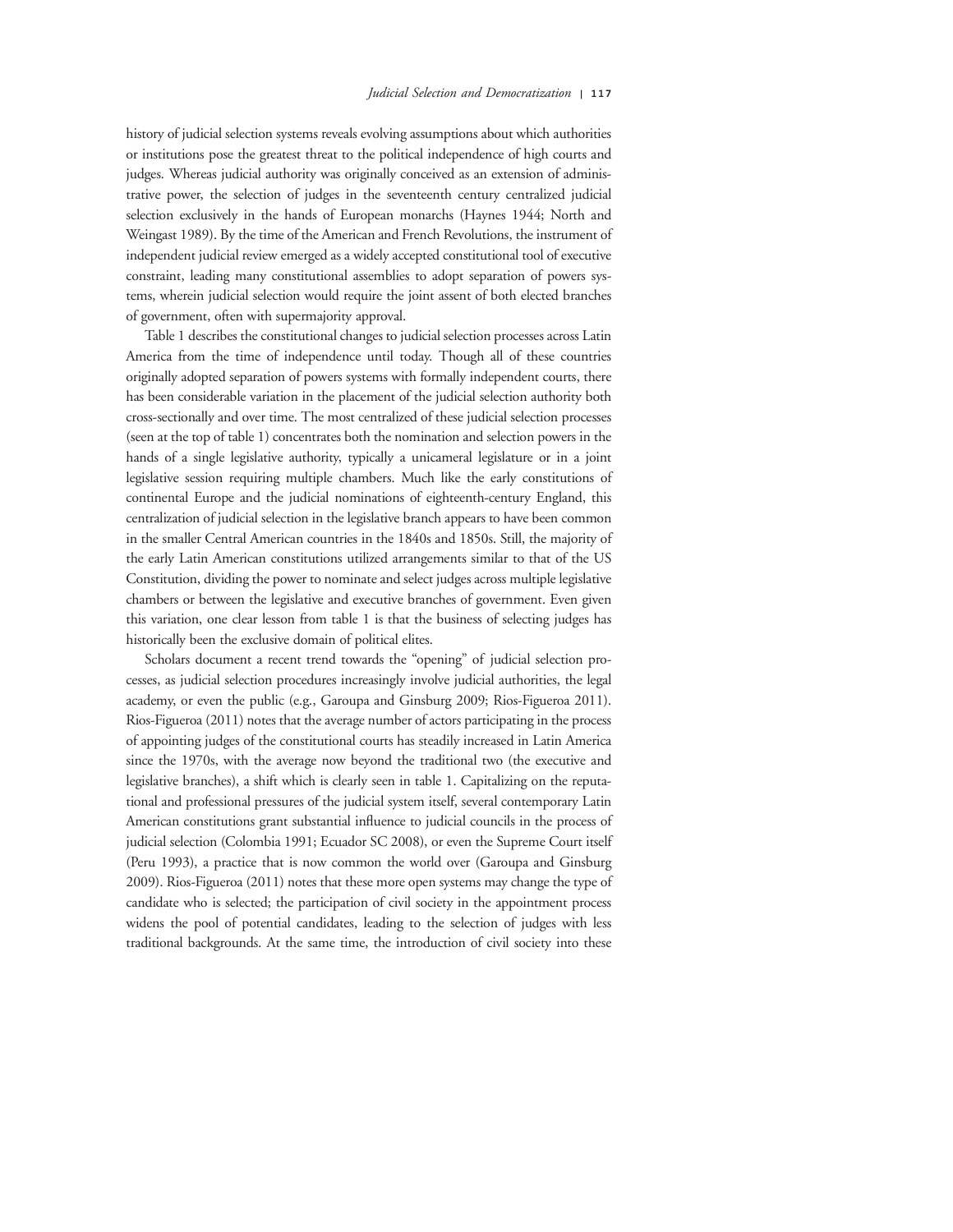history of judicial selection systems reveals evolving assumptions about which authorities or institutions pose the greatest threat to the political independence of high courts and judges. Whereas judicial authority was originally conceived as an extension of administrative power, the selection of judges in the seventeenth century centralized judicial selection exclusively in the hands of European monarchs (Haynes 1944; North and Weingast 1989). By the time of the American and French Revolutions, the instrument of independent judicial review emerged as a widely accepted constitutional tool of executive constraint, leading many constitutional assemblies to adopt separation of powers systems, wherein judicial selection would require the joint assent of both elected branches of government, often with supermajority approval.

Table 1 describes the constitutional changes to judicial selection processes across Latin America from the time of independence until today. Though all of these countries originally adopted separation of powers systems with formally independent courts, there has been considerable variation in the placement of the judicial selection authority both cross-sectionally and over time. The most centralized of these judicial selection processes (seen at the top of table 1) concentrates both the nomination and selection powers in the hands of a single legislative authority, typically a unicameral legislature or in a joint legislative session requiring multiple chambers. Much like the early constitutions of continental Europe and the judicial nominations of eighteenth-century England, this centralization of judicial selection in the legislative branch appears to have been common in the smaller Central American countries in the 1840s and 1850s. Still, the majority of the early Latin American constitutions utilized arrangements similar to that of the US Constitution, dividing the power to nominate and select judges across multiple legislative chambers or between the legislative and executive branches of government. Even given this variation, one clear lesson from table 1 is that the business of selecting judges has historically been the exclusive domain of political elites.

Scholars document a recent trend towards the "opening" of judicial selection processes, as judicial selection procedures increasingly involve judicial authorities, the legal academy, or even the public (e.g., Garoupa and Ginsburg 2009; Rios-Figueroa 2011). Rios-Figueroa (2011) notes that the average number of actors participating in the process of appointing judges of the constitutional courts has steadily increased in Latin America since the 1970s, with the average now beyond the traditional two (the executive and legislative branches), a shift which is clearly seen in table 1. Capitalizing on the reputational and professional pressures of the judicial system itself, several contemporary Latin American constitutions grant substantial influence to judicial councils in the process of judicial selection (Colombia 1991; Ecuador SC 2008), or even the Supreme Court itself (Peru 1993), a practice that is now common the world over (Garoupa and Ginsburg 2009). Rios-Figueroa (2011) notes that these more open systems may change the type of candidate who is selected; the participation of civil society in the appointment process widens the pool of potential candidates, leading to the selection of judges with less traditional backgrounds. At the same time, the introduction of civil society into these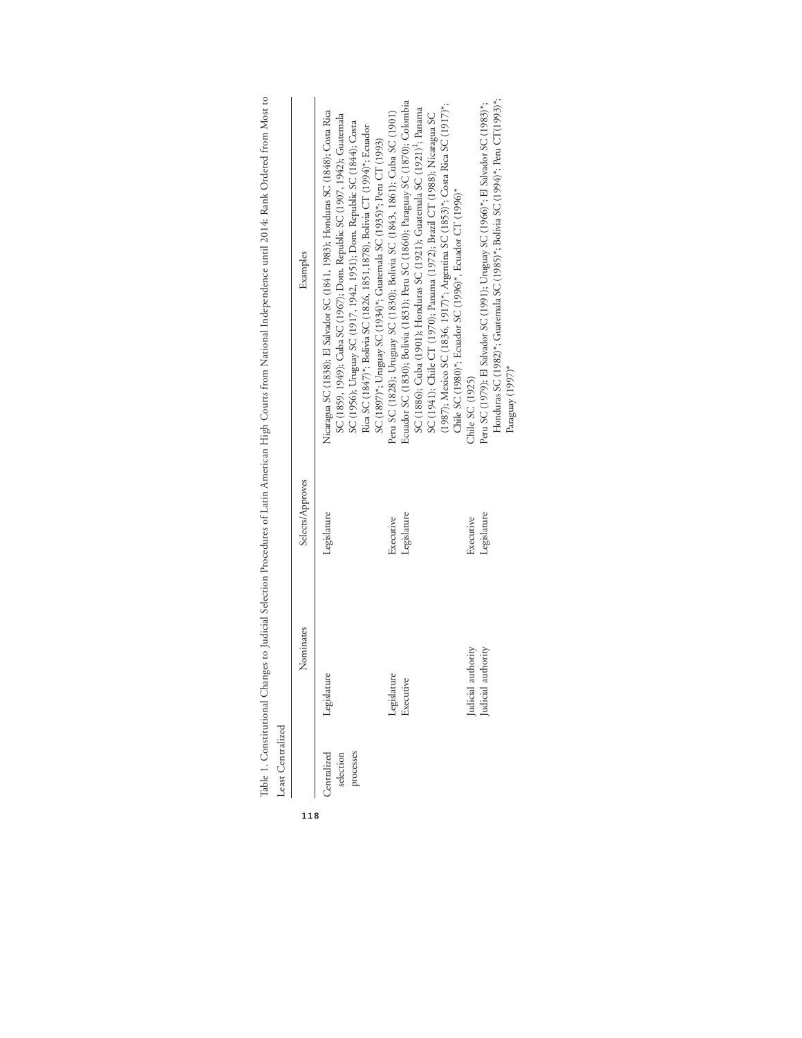Table 1. Constitutional Changes to Judicial Selection Procedures of Latin American High Courts from National Independence until 2014: Rank Ordered from Most to Least Centralized

| | Nominates | Selects/Approves | Examples |
|---|---|---|---|
| Centralized selection processes | Legislature | Legislature | Nicaragua SC (1838); El Salvador SC (1841, 1983); Honduras SC (1848); Costa Rica SC (1859, 1949); Cuba SC (1967); Dom. Republic SC (1907, 1942); Guatemala SC (1956); Uruguay SC (1917, 1942, 1951); Dom. Republic SC (1844); Costa Rica SC (1847)*; Bolivia SC (1826, 1851,1878), Bolivia CT (1994)*; Ecuador SC (1897)*; Uruguay SC (1934)*; Guatemala SC (1935)*; Peru CT (1993) |
| | Legislature | Executive | Peru SC (1828); Uruguay SC (1830); Bolivia SC (1843, 1861); Cuba SC (1901) |
| | Executive | Legislature | Ecuador SC (1830); Bolivia (1831); Peru SC (1860); Paraguay SC (1870); Colombia SC (1886); Cuba (1901); Honduras SC (1921); Guatemala SC (1921)[†]; Panama SC (1941); Chile CT (1970); Panama (1972); Brazil CT (1988); Nicaragua SC (1987); Mexico SC (1836, 1917)*; Argentina SC (1853)*; Costa Rica SC (1917)*; Chile SC (1980)*; Ecuador SC (1996)*, Ecuador CT (1996)* |
| | Judicial authority | Executive | Chile SC (1925) |
| | Judicial authority | Legislature | Peru SC (1979); El Salvador SC (1991); Uruguay SC (1966)*; El Salvador SC (1983)*; Honduras SC (1982)*; Guatemala SC (1985)*; Bolivia SC (1994)*; Peru CT(1993)*; Paraguay (1997)* |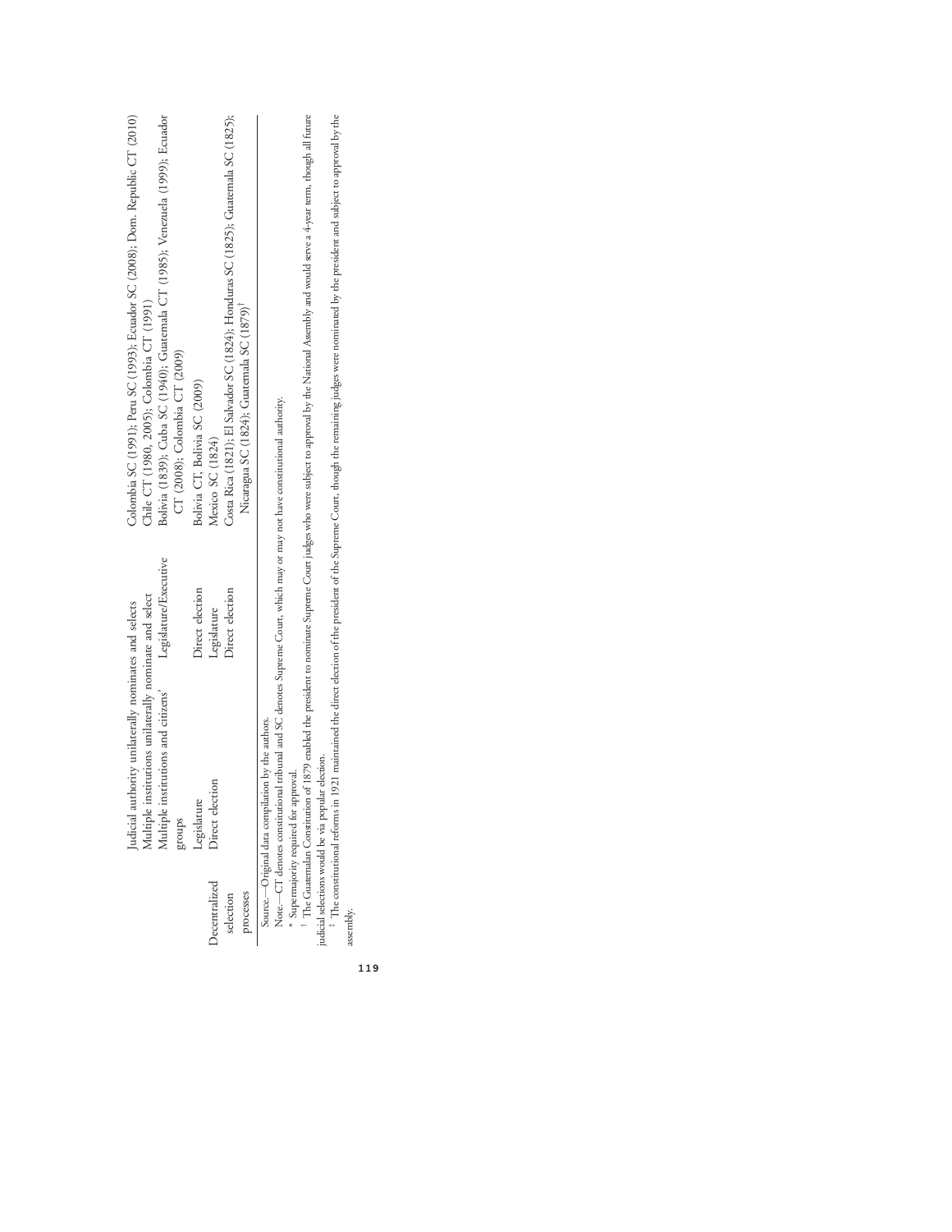| | | | |
|---|---|---|---|
| | Judicial authority unilaterally nominates and selects | | Colombia SC (1991); Peru SC (1993); Ecuador SC (2008); Dom. Republic CT (2010) |
| | Multiple institutions unilaterally nominate and select | | Chile CT (1980, 2005); Colombia CT (1991) |
| | Multiple institutions and citizens' groups | Legislature/Executive | Bolivia (1839); Cuba SC (1940); Guatemala CT (1985); Venezuela (1999); Ecuador CT (2008); Colombia CT (2009) |
| | Legislature | Direct election | Bolivia CT, Bolivia SC (2009) |
| Decentralized selection processes | Direct election | Legislature | Mexico SC (1824) |
| | | Direct election | Costa Rica (1821); El Salvador SC (1824); Honduras SC (1825); Guatemala SC (1825); Nicaragua SC (1824); Guatemala SC (1879)[†] |

Source.—Original data compilation by the authors.

Note.—CT denotes constitutional tribunal and SC denotes Supreme Court, which may or may not have constitutional authority.

\* Supermajority required for approval.

[†] The Guatemalan Constitution of 1879 enabled the president to nominate Supreme Court judges who were subject to approval by the National Assembly and would serve a 4-year term, though all future judicial selections would be via popular election.

[‡] The constitutional reforms in 1921 maintained the direct election of the president of the Supreme Court, though the remaining judges were nominated by the president and subject to approval by the assembly.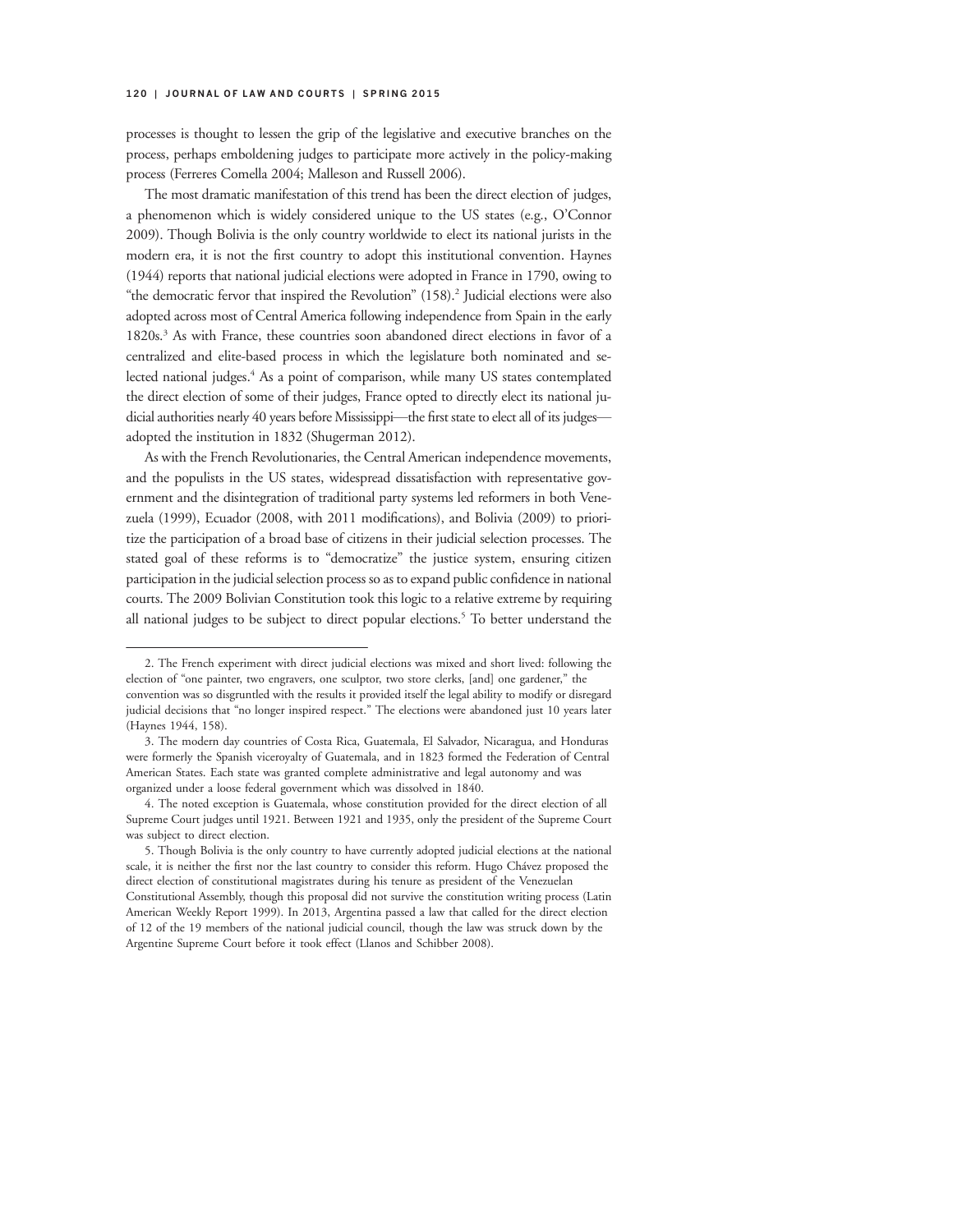processes is thought to lessen the grip of the legislative and executive branches on the process, perhaps emboldening judges to participate more actively in the policy-making process (Ferreres Comella 2004; Malleson and Russell 2006).

The most dramatic manifestation of this trend has been the direct election of judges, a phenomenon which is widely considered unique to the US states (e.g., O'Connor 2009). Though Bolivia is the only country worldwide to elect its national jurists in the modern era, it is not the first country to adopt this institutional convention. Haynes (1944) reports that national judicial elections were adopted in France in 1790, owing to "the democratic fervor that inspired the Revolution" (158).[2] Judicial elections were also adopted across most of Central America following independence from Spain in the early 1820s.[3] As with France, these countries soon abandoned direct elections in favor of a centralized and elite-based process in which the legislature both nominated and selected national judges.[4] As a point of comparison, while many US states contemplated the direct election of some of their judges, France opted to directly elect its national judicial authorities nearly 40 years before Mississippi—the first state to elect all of its judges—adopted the institution in 1832 (Shugerman 2012).

As with the French Revolutionaries, the Central American independence movements, and the populists in the US states, widespread dissatisfaction with representative government and the disintegration of traditional party systems led reformers in both Venezuela (1999), Ecuador (2008, with 2011 modifications), and Bolivia (2009) to prioritize the participation of a broad base of citizens in their judicial selection processes. The stated goal of these reforms is to "democratize" the justice system, ensuring citizen participation in the judicial selection process so as to expand public confidence in national courts. The 2009 Bolivian Constitution took this logic to a relative extreme by requiring all national judges to be subject to direct popular elections.[5] To better understand the

2. The French experiment with direct judicial elections was mixed and short lived: following the election of "one painter, two engravers, one sculptor, two store clerks, [and] one gardener," the convention was so disgruntled with the results it provided itself the legal ability to modify or disregard judicial decisions that "no longer inspired respect." The elections were abandoned just 10 years later (Haynes 1944, 158).

3. The modern day countries of Costa Rica, Guatemala, El Salvador, Nicaragua, and Honduras were formerly the Spanish viceroyalty of Guatemala, and in 1823 formed the Federation of Central American States. Each state was granted complete administrative and legal autonomy and was organized under a loose federal government which was dissolved in 1840.

4. The noted exception is Guatemala, whose constitution provided for the direct election of all Supreme Court judges until 1921. Between 1921 and 1935, only the president of the Supreme Court was subject to direct election.

5. Though Bolivia is the only country to have currently adopted judicial elections at the national scale, it is neither the first nor the last country to consider this reform. Hugo Chávez proposed the direct election of constitutional magistrates during his tenure as president of the Venezuelan Constitutional Assembly, though this proposal did not survive the constitution writing process (Latin American Weekly Report 1999). In 2013, Argentina passed a law that called for the direct election of 12 of the 19 members of the national judicial council, though the law was struck down by the Argentine Supreme Court before it took effect (Llanos and Schibber 2008).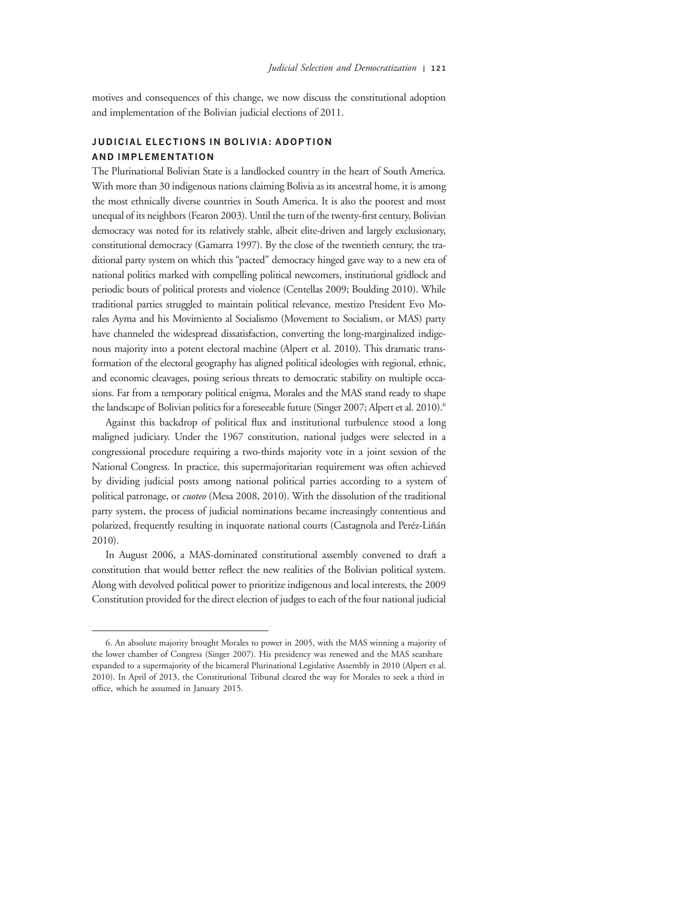motives and consequences of this change, we now discuss the constitutional adoption and implementation of the Bolivian judicial elections of 2011.

## JUDICIAL ELECTIONS IN BOLIVIA: ADOPTION AND IMPLEMENTATION

The Plurinational Bolivian State is a landlocked country in the heart of South America. With more than 30 indigenous nations claiming Bolivia as its ancestral home, it is among the most ethnically diverse countries in South America. It is also the poorest and most unequal of its neighbors (Fearon 2003). Until the turn of the twenty-first century, Bolivian democracy was noted for its relatively stable, albeit elite-driven and largely exclusionary, constitutional democracy (Gamarra 1997). By the close of the twentieth century, the traditional party system on which this "pacted" democracy hinged gave way to a new era of national politics marked with compelling political newcomers, institutional gridlock and periodic bouts of political protests and violence (Centellas 2009; Boulding 2010). While traditional parties struggled to maintain political relevance, mestizo President Evo Morales Ayma and his Movimiento al Socialismo (Movement to Socialism, or MAS) party have channeled the widespread dissatisfaction, converting the long-marginalized indigenous majority into a potent electoral machine (Alpert et al. 2010). This dramatic transformation of the electoral geography has aligned political ideologies with regional, ethnic, and economic cleavages, posing serious threats to democratic stability on multiple occasions. Far from a temporary political enigma, Morales and the MAS stand ready to shape the landscape of Bolivian politics for a foreseeable future (Singer 2007; Alpert et al. 2010).[6]

Against this backdrop of political flux and institutional turbulence stood a long maligned judiciary. Under the 1967 constitution, national judges were selected in a congressional procedure requiring a two-thirds majority vote in a joint session of the National Congress. In practice, this supermajoritarian requirement was often achieved by dividing judicial posts among national political parties according to a system of political patronage, or *cuoteo* (Mesa 2008, 2010). With the dissolution of the traditional party system, the process of judicial nominations became increasingly contentious and polarized, frequently resulting in inquorate national courts (Castagnola and Peréz-Liñán 2010).

In August 2006, a MAS-dominated constitutional assembly convened to draft a constitution that would better reflect the new realities of the Bolivian political system. Along with devolved political power to prioritize indigenous and local interests, the 2009 Constitution provided for the direct election of judges to each of the four national judicial

6. An absolute majority brought Morales to power in 2005, with the MAS winning a majority of the lower chamber of Congress (Singer 2007). His presidency was renewed and the MAS seatshare expanded to a supermajority of the bicameral Plurinational Legislative Assembly in 2010 (Alpert et al. 2010). In April of 2013, the Constitutional Tribunal cleared the way for Morales to seek a third in office, which he assumed in January 2015.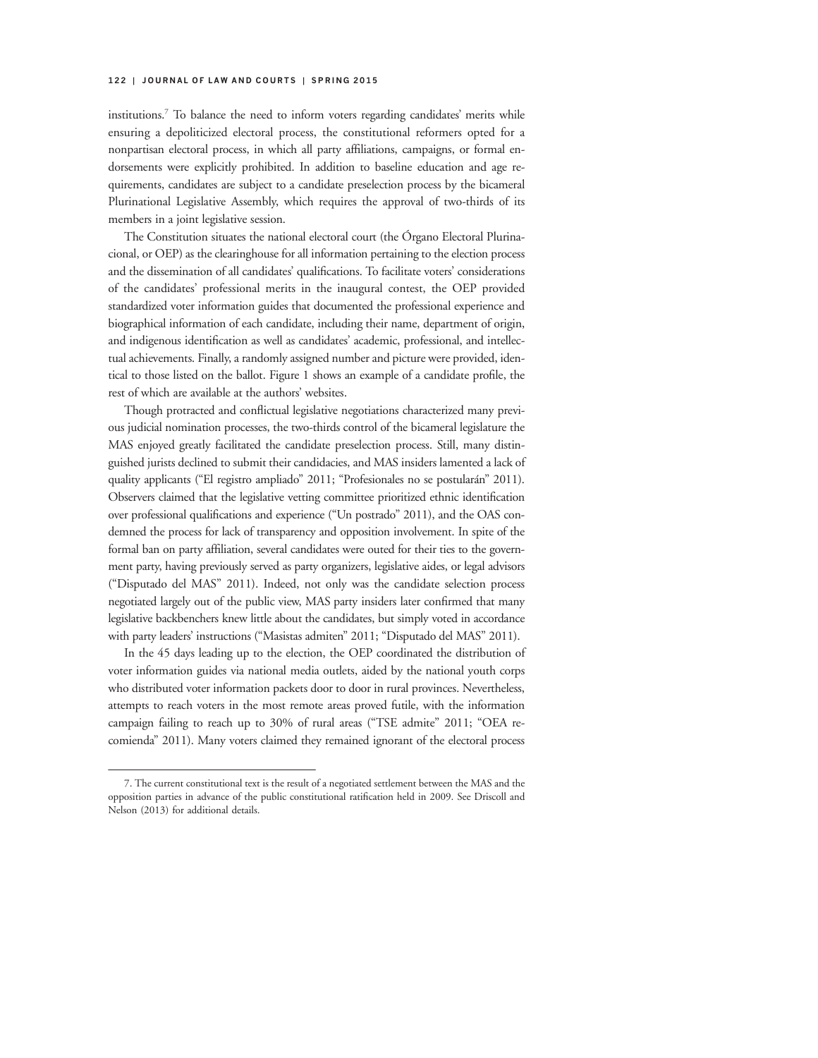institutions.[7] To balance the need to inform voters regarding candidates' merits while ensuring a depoliticized electoral process, the constitutional reformers opted for a nonpartisan electoral process, in which all party affiliations, campaigns, or formal endorsements were explicitly prohibited. In addition to baseline education and age requirements, candidates are subject to a candidate preselection process by the bicameral Plurinational Legislative Assembly, which requires the approval of two-thirds of its members in a joint legislative session.

The Constitution situates the national electoral court (the Órgano Electoral Plurinacional, or OEP) as the clearinghouse for all information pertaining to the election process and the dissemination of all candidates' qualifications. To facilitate voters' considerations of the candidates' professional merits in the inaugural contest, the OEP provided standardized voter information guides that documented the professional experience and biographical information of each candidate, including their name, department of origin, and indigenous identification as well as candidates' academic, professional, and intellectual achievements. Finally, a randomly assigned number and picture were provided, identical to those listed on the ballot. Figure 1 shows an example of a candidate profile, the rest of which are available at the authors' websites.

Though protracted and conflictual legislative negotiations characterized many previous judicial nomination processes, the two-thirds control of the bicameral legislature the MAS enjoyed greatly facilitated the candidate preselection process. Still, many distinguished jurists declined to submit their candidacies, and MAS insiders lamented a lack of quality applicants ("El registro ampliado" 2011; "Profesionales no se postularán" 2011). Observers claimed that the legislative vetting committee prioritized ethnic identification over professional qualifications and experience ("Un postrado" 2011), and the OAS condemned the process for lack of transparency and opposition involvement. In spite of the formal ban on party affiliation, several candidates were outed for their ties to the government party, having previously served as party organizers, legislative aides, or legal advisors ("Disputado del MAS" 2011). Indeed, not only was the candidate selection process negotiated largely out of the public view, MAS party insiders later confirmed that many legislative backbenchers knew little about the candidates, but simply voted in accordance with party leaders' instructions ("Masistas admiten" 2011; "Disputado del MAS" 2011).

In the 45 days leading up to the election, the OEP coordinated the distribution of voter information guides via national media outlets, aided by the national youth corps who distributed voter information packets door to door in rural provinces. Nevertheless, attempts to reach voters in the most remote areas proved futile, with the information campaign failing to reach up to 30% of rural areas ("TSE admite" 2011; "OEA recomienda" 2011). Many voters claimed they remained ignorant of the electoral process

---

7. The current constitutional text is the result of a negotiated settlement between the MAS and the opposition parties in advance of the public constitutional ratification held in 2009. See Driscoll and Nelson (2013) for additional details.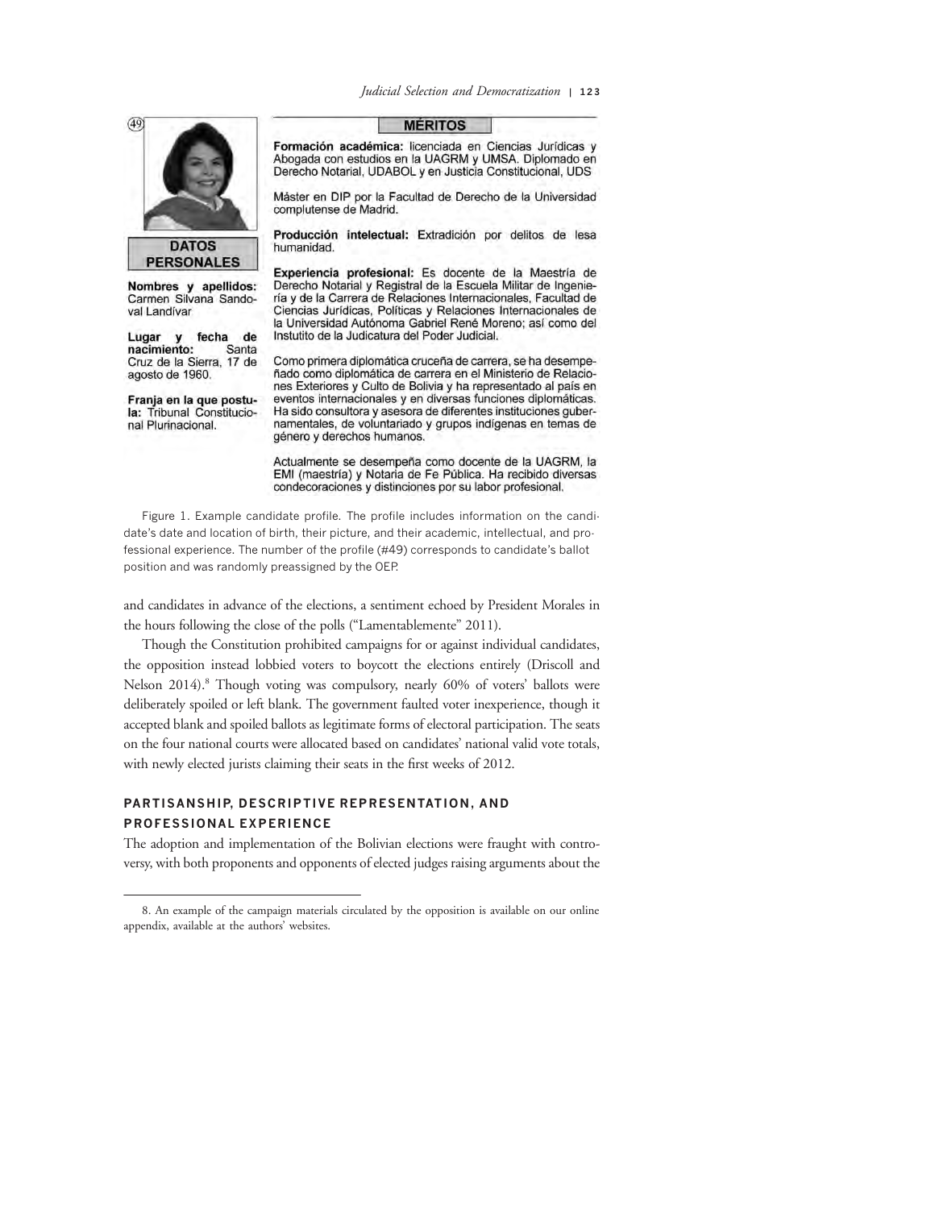(49)

**DATOS PERSONALES**

**Nombres y apellidos:** Carmen Silvana Sandoval Landívar

**Lugar y fecha de nacimiento:** Santa Cruz de la Sierra, 17 de agosto de 1960.

**Franja en la que postula:** Tribunal Constitucional Plurinacional.

**MÉRITOS**

**Formación académica:** licenciada en Ciencias Jurídicas y Abogada con estudios en la UAGRM y UMSA. Diplomado en Derecho Notarial, UDABOL y en Justicia Constitucional, UDS

Máster en DIP por la Facultad de Derecho de la Universidad complutense de Madrid.

**Producción intelectual:** Extradición por delitos de lesa humanidad.

**Experiencia profesional:** Es docente de la Maestría de Derecho Notarial y Registral de la Escuela Militar de Ingeniería y de la Carrera de Relaciones Internacionales, Facultad de Ciencias Jurídicas, Políticas y Relaciones Internacionales de la Universidad Autónoma Gabriel René Moreno; así como del Instutito de la Judicatura del Poder Judicial.

Como primera diplomática cruceña de carrera, se ha desempeñado como diplomática de carrera en el Ministerio de Relaciones Exteriores y Culto de Bolivia y ha representado al país en eventos internacionales y en diversas funciones diplomáticas. Ha sido consultora y asesora de diferentes instituciones gubernamentales, de voluntariado y grupos indígenas en temas de género y derechos humanos.

Actualmente se desempeña como docente de la UAGRM, la EMI (maestría) y Notaria de Fe Pública. Ha recibido diversas condecoraciones y distinciones por su labor profesional.

Figure 1. Example candidate profile. The profile includes information on the candidate's date and location of birth, their picture, and their academic, intellectual, and professional experience. The number of the profile (#49) corresponds to candidate's ballot position and was randomly preassigned by the OEP.

and candidates in advance of the elections, a sentiment echoed by President Morales in the hours following the close of the polls ("Lamentablemente" 2011).

Though the Constitution prohibited campaigns for or against individual candidates, the opposition instead lobbied voters to boycott the elections entirely (Driscoll and Nelson 2014).[8] Though voting was compulsory, nearly 60% of voters' ballots were deliberately spoiled or left blank. The government faulted voter inexperience, though it accepted blank and spoiled ballots as legitimate forms of electoral participation. The seats on the four national courts were allocated based on candidates' national valid vote totals, with newly elected jurists claiming their seats in the first weeks of 2012.

## PARTISANSHIP, DESCRIPTIVE REPRESENTATION, AND PROFESSIONAL EXPERIENCE

The adoption and implementation of the Bolivian elections were fraught with controversy, with both proponents and opponents of elected judges raising arguments about the

8. An example of the campaign materials circulated by the opposition is available on our online appendix, available at the authors' websites.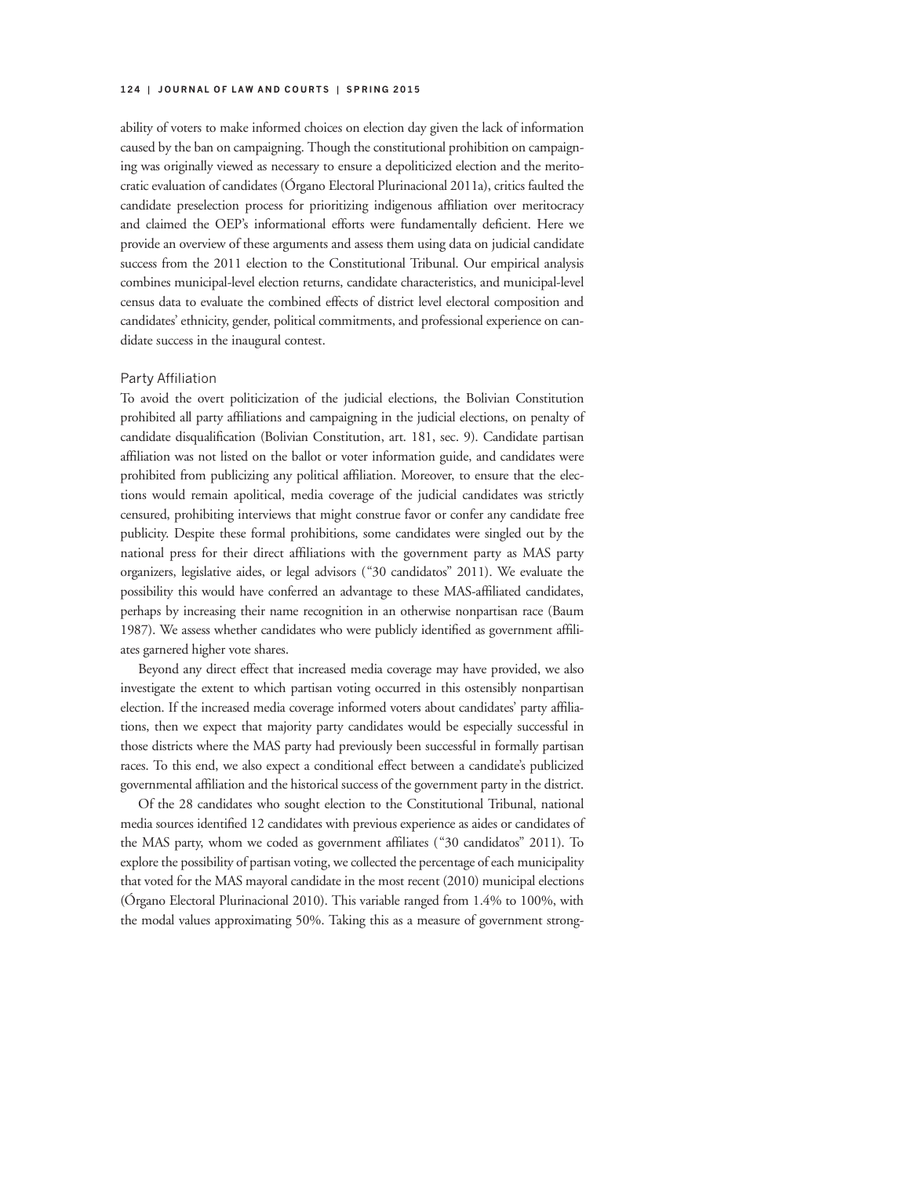ability of voters to make informed choices on election day given the lack of information caused by the ban on campaigning. Though the constitutional prohibition on campaigning was originally viewed as necessary to ensure a depoliticized election and the meritocratic evaluation of candidates (Órgano Electoral Plurinacional 2011a), critics faulted the candidate preselection process for prioritizing indigenous affiliation over meritocracy and claimed the OEP's informational efforts were fundamentally deficient. Here we provide an overview of these arguments and assess them using data on judicial candidate success from the 2011 election to the Constitutional Tribunal. Our empirical analysis combines municipal-level election returns, candidate characteristics, and municipal-level census data to evaluate the combined effects of district level electoral composition and candidates' ethnicity, gender, political commitments, and professional experience on candidate success in the inaugural contest.

### Party Affiliation

To avoid the overt politicization of the judicial elections, the Bolivian Constitution prohibited all party affiliations and campaigning in the judicial elections, on penalty of candidate disqualification (Bolivian Constitution, art. 181, sec. 9). Candidate partisan affiliation was not listed on the ballot or voter information guide, and candidates were prohibited from publicizing any political affiliation. Moreover, to ensure that the elections would remain apolitical, media coverage of the judicial candidates was strictly censured, prohibiting interviews that might construe favor or confer any candidate free publicity. Despite these formal prohibitions, some candidates were singled out by the national press for their direct affiliations with the government party as MAS party organizers, legislative aides, or legal advisors ("30 candidatos" 2011). We evaluate the possibility this would have conferred an advantage to these MAS-affiliated candidates, perhaps by increasing their name recognition in an otherwise nonpartisan race (Baum 1987). We assess whether candidates who were publicly identified as government affiliates garnered higher vote shares.

Beyond any direct effect that increased media coverage may have provided, we also investigate the extent to which partisan voting occurred in this ostensibly nonpartisan election. If the increased media coverage informed voters about candidates' party affiliations, then we expect that majority party candidates would be especially successful in those districts where the MAS party had previously been successful in formally partisan races. To this end, we also expect a conditional effect between a candidate's publicized governmental affiliation and the historical success of the government party in the district.

Of the 28 candidates who sought election to the Constitutional Tribunal, national media sources identified 12 candidates with previous experience as aides or candidates of the MAS party, whom we coded as government affiliates ("30 candidatos" 2011). To explore the possibility of partisan voting, we collected the percentage of each municipality that voted for the MAS mayoral candidate in the most recent (2010) municipal elections (Órgano Electoral Plurinacional 2010). This variable ranged from 1.4% to 100%, with the modal values approximating 50%. Taking this as a measure of government strong-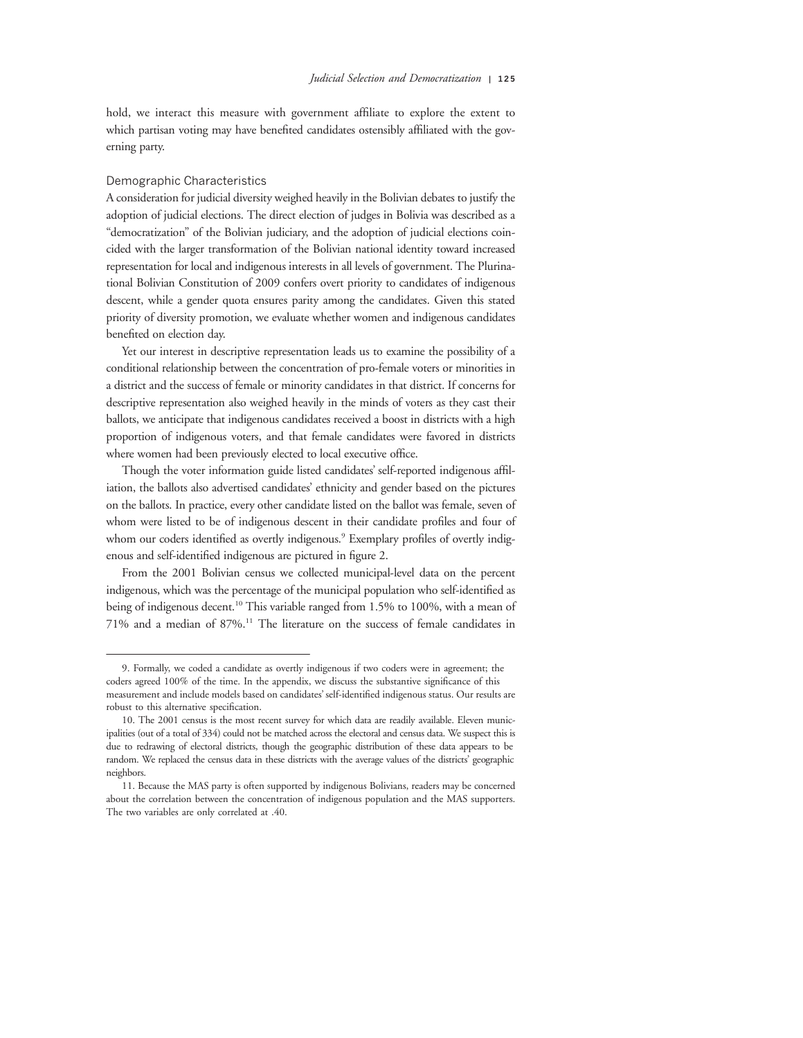hold, we interact this measure with government affiliate to explore the extent to which partisan voting may have benefited candidates ostensibly affiliated with the governing party.

### Demographic Characteristics

A consideration for judicial diversity weighed heavily in the Bolivian debates to justify the adoption of judicial elections. The direct election of judges in Bolivia was described as a "democratization" of the Bolivian judiciary, and the adoption of judicial elections coincided with the larger transformation of the Bolivian national identity toward increased representation for local and indigenous interests in all levels of government. The Plurinational Bolivian Constitution of 2009 confers overt priority to candidates of indigenous descent, while a gender quota ensures parity among the candidates. Given this stated priority of diversity promotion, we evaluate whether women and indigenous candidates benefited on election day.

Yet our interest in descriptive representation leads us to examine the possibility of a conditional relationship between the concentration of pro-female voters or minorities in a district and the success of female or minority candidates in that district. If concerns for descriptive representation also weighed heavily in the minds of voters as they cast their ballots, we anticipate that indigenous candidates received a boost in districts with a high proportion of indigenous voters, and that female candidates were favored in districts where women had been previously elected to local executive office.

Though the voter information guide listed candidates' self-reported indigenous affiliation, the ballots also advertised candidates' ethnicity and gender based on the pictures on the ballots. In practice, every other candidate listed on the ballot was female, seven of whom were listed to be of indigenous descent in their candidate profiles and four of whom our coders identified as overtly indigenous.[9] Exemplary profiles of overtly indigenous and self-identified indigenous are pictured in figure 2.

From the 2001 Bolivian census we collected municipal-level data on the percent indigenous, which was the percentage of the municipal population who self-identified as being of indigenous decent.[10] This variable ranged from 1.5% to 100%, with a mean of 71% and a median of 87%.[11] The literature on the success of female candidates in

9. Formally, we coded a candidate as overtly indigenous if two coders were in agreement; the coders agreed 100% of the time. In the appendix, we discuss the substantive significance of this measurement and include models based on candidates' self-identified indigenous status. Our results are robust to this alternative specification.

10. The 2001 census is the most recent survey for which data are readily available. Eleven municipalities (out of a total of 334) could not be matched across the electoral and census data. We suspect this is due to redrawing of electoral districts, though the geographic distribution of these data appears to be random. We replaced the census data in these districts with the average values of the districts' geographic neighbors.

11. Because the MAS party is often supported by indigenous Bolivians, readers may be concerned about the correlation between the concentration of indigenous population and the MAS supporters. The two variables are only correlated at .40.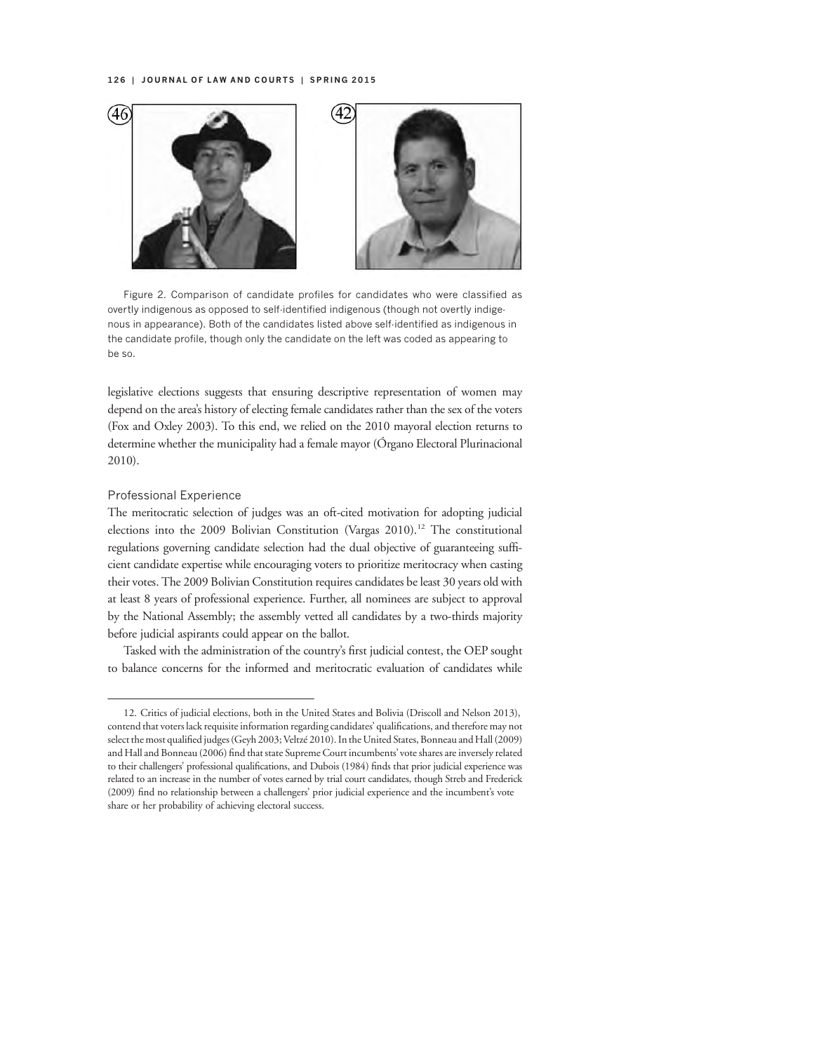Figure 2. Comparison of candidate profiles for candidates who were classified as overtly indigenous as opposed to self-identified indigenous (though not overtly indigenous in appearance). Both of the candidates listed above self-identified as indigenous in the candidate profile, though only the candidate on the left was coded as appearing to be so.

legislative elections suggests that ensuring descriptive representation of women may depend on the area's history of electing female candidates rather than the sex of the voters (Fox and Oxley 2003). To this end, we relied on the 2010 mayoral election returns to determine whether the municipality had a female mayor (Órgano Electoral Plurinacional 2010).

### Professional Experience

The meritocratic selection of judges was an oft-cited motivation for adopting judicial elections into the 2009 Bolivian Constitution (Vargas 2010).[12] The constitutional regulations governing candidate selection had the dual objective of guaranteeing sufficient candidate expertise while encouraging voters to prioritize meritocracy when casting their votes. The 2009 Bolivian Constitution requires candidates be least 30 years old with at least 8 years of professional experience. Further, all nominees are subject to approval by the National Assembly; the assembly vetted all candidates by a two-thirds majority before judicial aspirants could appear on the ballot.

Tasked with the administration of the country's first judicial contest, the OEP sought to balance concerns for the informed and meritocratic evaluation of candidates while

---

12. Critics of judicial elections, both in the United States and Bolivia (Driscoll and Nelson 2013), contend that voters lack requisite information regarding candidates' qualifications, and therefore may not select the most qualified judges (Geyh 2003; Veltzé 2010). In the United States, Bonneau and Hall (2009) and Hall and Bonneau (2006) find that state Supreme Court incumbents' vote shares are inversely related to their challengers' professional qualifications, and Dubois (1984) finds that prior judicial experience was related to an increase in the number of votes earned by trial court candidates, though Streb and Frederick (2009) find no relationship between a challengers' prior judicial experience and the incumbent's vote share or her probability of achieving electoral success.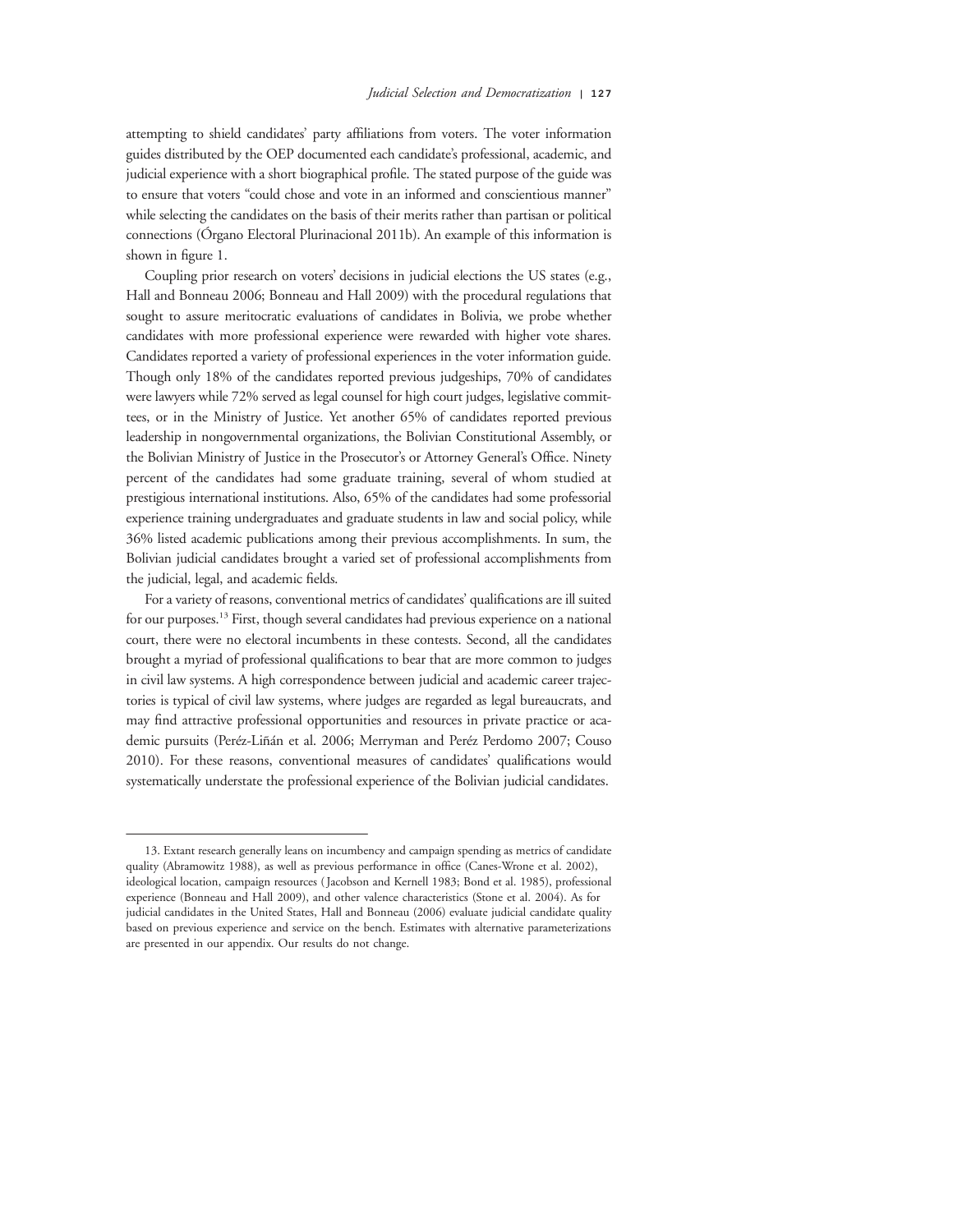attempting to shield candidates' party affiliations from voters. The voter information guides distributed by the OEP documented each candidate's professional, academic, and judicial experience with a short biographical profile. The stated purpose of the guide was to ensure that voters "could chose and vote in an informed and conscientious manner" while selecting the candidates on the basis of their merits rather than partisan or political connections (Órgano Electoral Plurinacional 2011b). An example of this information is shown in figure 1.

Coupling prior research on voters' decisions in judicial elections the US states (e.g., Hall and Bonneau 2006; Bonneau and Hall 2009) with the procedural regulations that sought to assure meritocratic evaluations of candidates in Bolivia, we probe whether candidates with more professional experience were rewarded with higher vote shares. Candidates reported a variety of professional experiences in the voter information guide. Though only 18% of the candidates reported previous judgeships, 70% of candidates were lawyers while 72% served as legal counsel for high court judges, legislative committees, or in the Ministry of Justice. Yet another 65% of candidates reported previous leadership in nongovernmental organizations, the Bolivian Constitutional Assembly, or the Bolivian Ministry of Justice in the Prosecutor's or Attorney General's Office. Ninety percent of the candidates had some graduate training, several of whom studied at prestigious international institutions. Also, 65% of the candidates had some professorial experience training undergraduates and graduate students in law and social policy, while 36% listed academic publications among their previous accomplishments. In sum, the Bolivian judicial candidates brought a varied set of professional accomplishments from the judicial, legal, and academic fields.

For a variety of reasons, conventional metrics of candidates' qualifications are ill suited for our purposes.[13] First, though several candidates had previous experience on a national court, there were no electoral incumbents in these contests. Second, all the candidates brought a myriad of professional qualifications to bear that are more common to judges in civil law systems. A high correspondence between judicial and academic career trajectories is typical of civil law systems, where judges are regarded as legal bureaucrats, and may find attractive professional opportunities and resources in private practice or academic pursuits (Peréz-Liñán et al. 2006; Merryman and Peréz Perdomo 2007; Couso 2010). For these reasons, conventional measures of candidates' qualifications would systematically understate the professional experience of the Bolivian judicial candidates.

---

13. Extant research generally leans on incumbency and campaign spending as metrics of candidate quality (Abramowitz 1988), as well as previous performance in office (Canes-Wrone et al. 2002), ideological location, campaign resources (Jacobson and Kernell 1983; Bond et al. 1985), professional experience (Bonneau and Hall 2009), and other valence characteristics (Stone et al. 2004). As for judicial candidates in the United States, Hall and Bonneau (2006) evaluate judicial candidate quality based on previous experience and service on the bench. Estimates with alternative parameterizations are presented in our appendix. Our results do not change.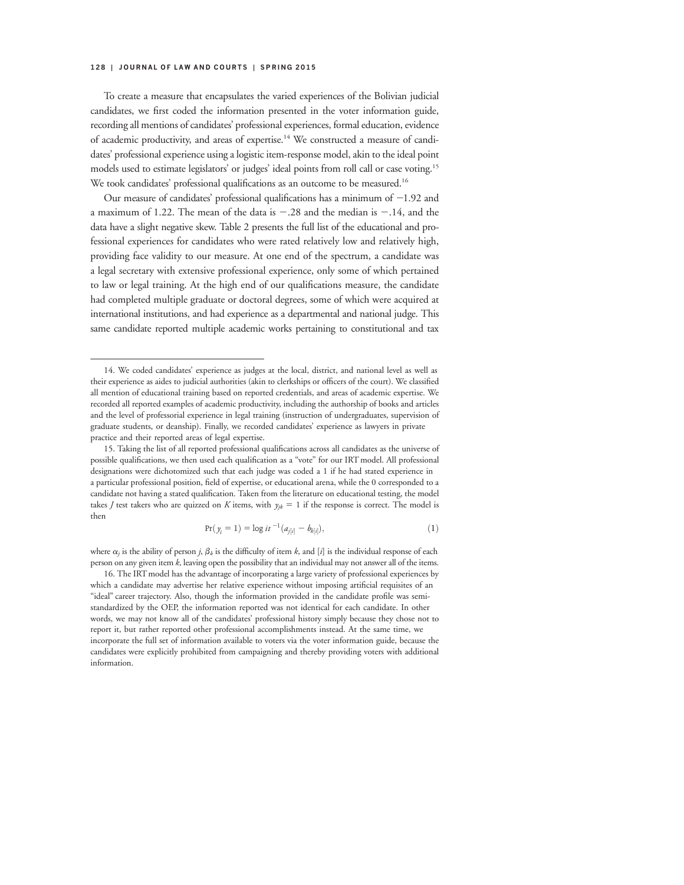To create a measure that encapsulates the varied experiences of the Bolivian judicial candidates, we first coded the information presented in the voter information guide, recording all mentions of candidates' professional experiences, formal education, evidence of academic productivity, and areas of expertise.[14] We constructed a measure of candidates' professional experience using a logistic item-response model, akin to the ideal point models used to estimate legislators' or judges' ideal points from roll call or case voting.[15] We took candidates' professional qualifications as an outcome to be measured.[16]

Our measure of candidates' professional qualifications has a minimum of −1.92 and a maximum of 1.22. The mean of the data is −.28 and the median is −.14, and the data have a slight negative skew. Table 2 presents the full list of the educational and professional experiences for candidates who were rated relatively low and relatively high, providing face validity to our measure. At one end of the spectrum, a candidate was a legal secretary with extensive professional experience, only some of which pertained to law or legal training. At the high end of our qualifications measure, the candidate had completed multiple graduate or doctoral degrees, some of which were acquired at international institutions, and had experience as a departmental and national judge. This same candidate reported multiple academic works pertaining to constitutional and tax

---

14. We coded candidates' experience as judges at the local, district, and national level as well as their experience as aides to judicial authorities (akin to clerkships or officers of the court). We classified all mention of educational training based on reported credentials, and areas of academic expertise. We recorded all reported examples of academic productivity, including the authorship of books and articles and the level of professorial experience in legal training (instruction of undergraduates, supervision of graduate students, or deanship). Finally, we recorded candidates' experience as lawyers in private practice and their reported areas of legal expertise.

15. Taking the list of all reported professional qualifications across all candidates as the universe of possible qualifications, we then used each qualification as a "vote" for our IRT model. All professional designations were dichotomized such that each judge was coded a 1 if he had stated experience in a particular professional position, field of expertise, or educational arena, while the 0 corresponded to a candidate not having a stated qualification. Taken from the literature on educational testing, the model takes $J$ test takers who are quizzed on $K$ items, with $y_{jk} = 1$ if the response is correct. The model is then

$$\Pr(y_i = 1) = \log it^{-1}(a_{j[i]} - b_{k[i]}), \tag{1}$$

where $\alpha_j$ is the ability of person $j$, $\beta_k$ is the difficulty of item $k$, and $[i]$ is the individual response of each person on any given item $k$, leaving open the possibility that an individual may not answer all of the items.

16. The IRT model has the advantage of incorporating a large variety of professional experiences by which a candidate may advertise her relative experience without imposing artificial requisites of an "ideal" career trajectory. Also, though the information provided in the candidate profile was semi-standardized by the OEP, the information reported was not identical for each candidate. In other words, we may not know all of the candidates' professional history simply because they chose not to report it, but rather reported other professional accomplishments instead. At the same time, we incorporate the full set of information available to voters via the voter information guide, because the candidates were explicitly prohibited from campaigning and thereby providing voters with additional information.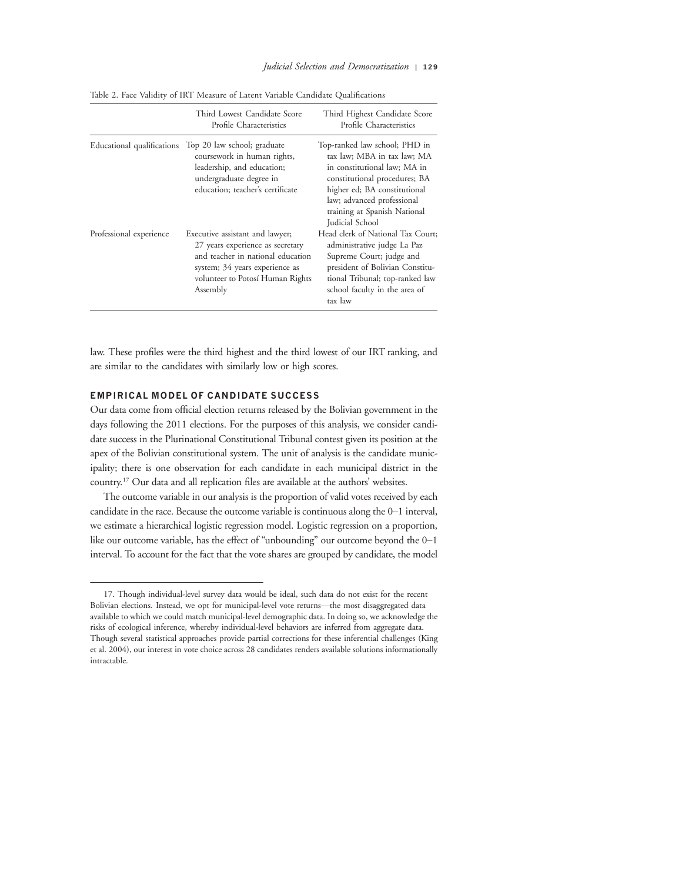Table 2. Face Validity of IRT Measure of Latent Variable Candidate Qualifications

| | Third Lowest Candidate Score Profile Characteristics | Third Highest Candidate Score Profile Characteristics |
|---|---|---|
| Educational qualifications | Top 20 law school; graduate coursework in human rights, leadership, and education; undergraduate degree in education; teacher's certificate | Top-ranked law school; PHD in tax law; MBA in tax law; MA in constitutional law; MA in constitutional procedures; BA higher ed; BA constitutional law; advanced professional training at Spanish National Judicial School |
| Professional experience | Executive assistant and lawyer; 27 years experience as secretary and teacher in national education system; 34 years experience as volunteer to Potosí Human Rights Assembly | Head clerk of National Tax Court; administrative judge La Paz Supreme Court; judge and president of Bolivian Constitutional Tribunal; top-ranked law school faculty in the area of tax law |

law. These profiles were the third highest and the third lowest of our IRT ranking, and are similar to the candidates with similarly low or high scores.

## EMPIRICAL MODEL OF CANDIDATE SUCCESS

Our data come from official election returns released by the Bolivian government in the days following the 2011 elections. For the purposes of this analysis, we consider candidate success in the Plurinational Constitutional Tribunal contest given its position at the apex of the Bolivian constitutional system. The unit of analysis is the candidate municipality; there is one observation for each candidate in each municipal district in the country.[17] Our data and all replication files are available at the authors' websites.

The outcome variable in our analysis is the proportion of valid votes received by each candidate in the race. Because the outcome variable is continuous along the 0–1 interval, we estimate a hierarchical logistic regression model. Logistic regression on a proportion, like our outcome variable, has the effect of "unbounding" our outcome beyond the 0–1 interval. To account for the fact that the vote shares are grouped by candidate, the model

---

17. Though individual-level survey data would be ideal, such data do not exist for the recent Bolivian elections. Instead, we opt for municipal-level vote returns—the most disaggregated data available to which we could match municipal-level demographic data. In doing so, we acknowledge the risks of ecological inference, whereby individual-level behaviors are inferred from aggregate data. Though several statistical approaches provide partial corrections for these inferential challenges (King et al. 2004), our interest in vote choice across 28 candidates renders available solutions informationally intractable.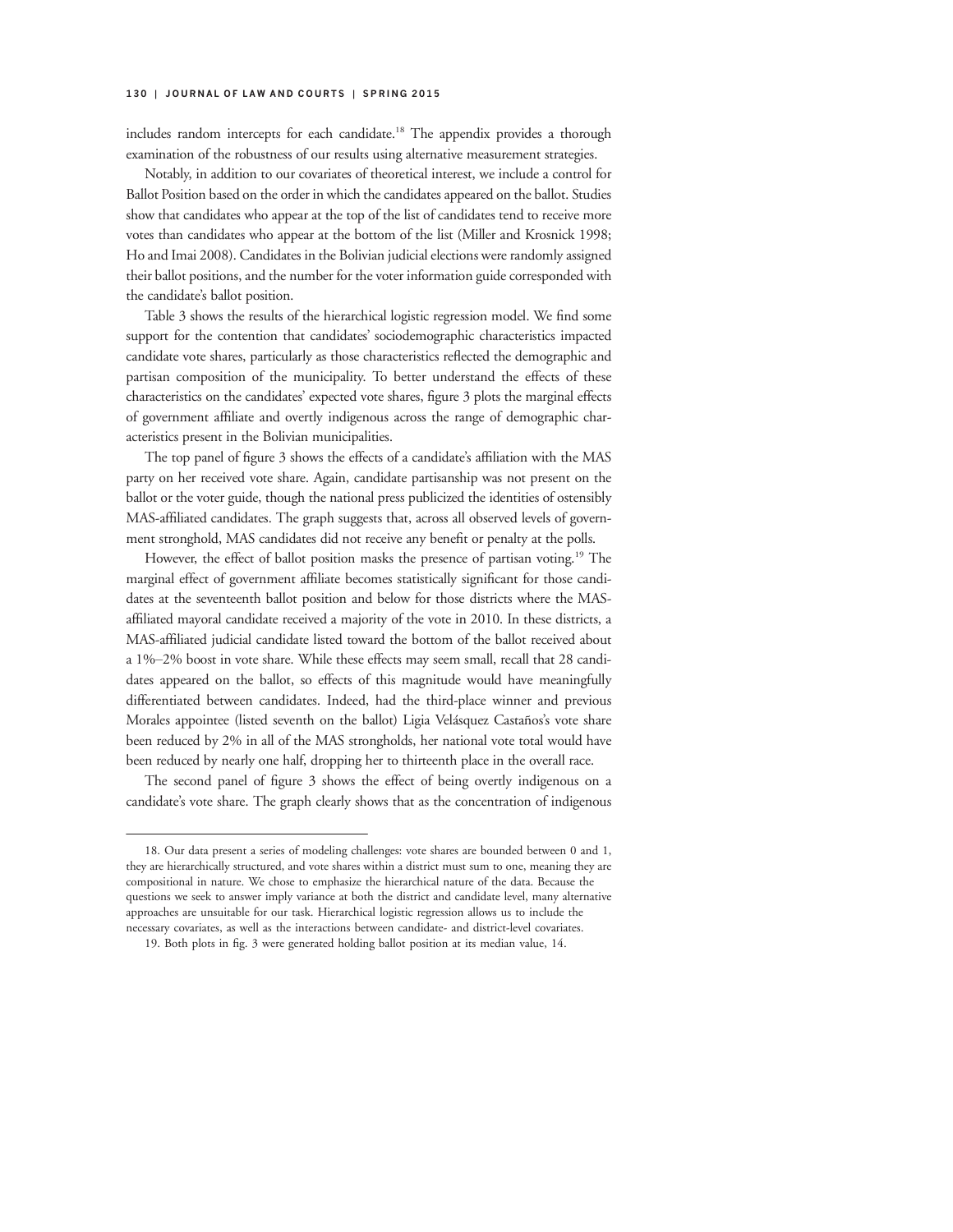includes random intercepts for each candidate.[18] The appendix provides a thorough examination of the robustness of our results using alternative measurement strategies.

Notably, in addition to our covariates of theoretical interest, we include a control for Ballot Position based on the order in which the candidates appeared on the ballot. Studies show that candidates who appear at the top of the list of candidates tend to receive more votes than candidates who appear at the bottom of the list (Miller and Krosnick 1998; Ho and Imai 2008). Candidates in the Bolivian judicial elections were randomly assigned their ballot positions, and the number for the voter information guide corresponded with the candidate's ballot position.

Table 3 shows the results of the hierarchical logistic regression model. We find some support for the contention that candidates' sociodemographic characteristics impacted candidate vote shares, particularly as those characteristics reflected the demographic and partisan composition of the municipality. To better understand the effects of these characteristics on the candidates' expected vote shares, figure 3 plots the marginal effects of government affiliate and overtly indigenous across the range of demographic characteristics present in the Bolivian municipalities.

The top panel of figure 3 shows the effects of a candidate's affiliation with the MAS party on her received vote share. Again, candidate partisanship was not present on the ballot or the voter guide, though the national press publicized the identities of ostensibly MAS-affiliated candidates. The graph suggests that, across all observed levels of government stronghold, MAS candidates did not receive any benefit or penalty at the polls.

However, the effect of ballot position masks the presence of partisan voting.[19] The marginal effect of government affiliate becomes statistically significant for those candidates at the seventeenth ballot position and below for those districts where the MAS-affiliated mayoral candidate received a majority of the vote in 2010. In these districts, a MAS-affiliated judicial candidate listed toward the bottom of the ballot received about a 1%–2% boost in vote share. While these effects may seem small, recall that 28 candidates appeared on the ballot, so effects of this magnitude would have meaningfully differentiated between candidates. Indeed, had the third-place winner and previous Morales appointee (listed seventh on the ballot) Ligia Velásquez Castaños's vote share been reduced by 2% in all of the MAS strongholds, her national vote total would have been reduced by nearly one half, dropping her to thirteenth place in the overall race.

The second panel of figure 3 shows the effect of being overtly indigenous on a candidate's vote share. The graph clearly shows that as the concentration of indigenous

---

18. Our data present a series of modeling challenges: vote shares are bounded between 0 and 1, they are hierarchically structured, and vote shares within a district must sum to one, meaning they are compositional in nature. We chose to emphasize the hierarchical nature of the data. Because the questions we seek to answer imply variance at both the district and candidate level, many alternative approaches are unsuitable for our task. Hierarchical logistic regression allows us to include the necessary covariates, as well as the interactions between candidate- and district-level covariates.

19. Both plots in fig. 3 were generated holding ballot position at its median value, 14.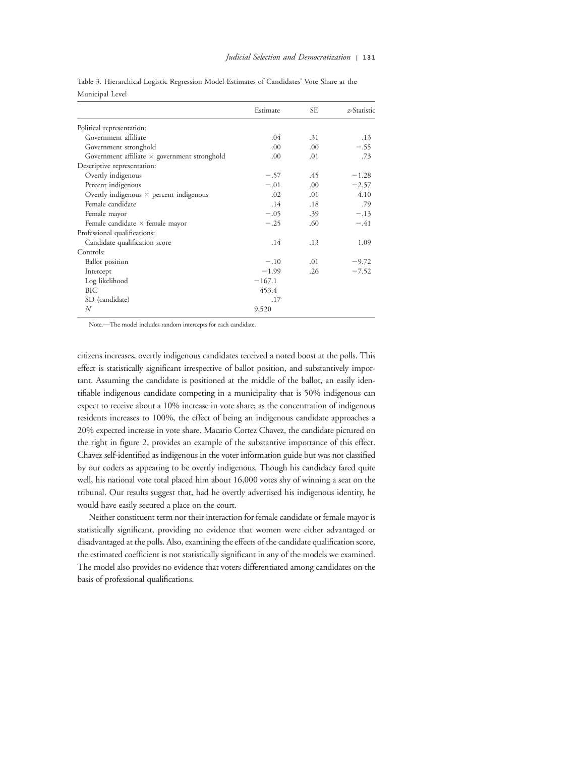Table 3. Hierarchical Logistic Regression Model Estimates of Candidates' Vote Share at the Municipal Level

| | Estimate | SE | *z*-Statistic |
|---|---|---|---|
| Political representation: | | | |
| Government affiliate | .04 | .31 | .13 |
| Government stronghold | .00 | .00 | −.55 |
| Government affiliate × government stronghold | .00 | .01 | .73 |
| Descriptive representation: | | | |
| Overtly indigenous | −.57 | .45 | −1.28 |
| Percent indigenous | −.01 | .00 | −2.57 |
| Overtly indigenous × percent indigenous | .02 | .01 | 4.10 |
| Female candidate | .14 | .18 | .79 |
| Female mayor | −.05 | .39 | −.13 |
| Female candidate × female mayor | −.25 | .60 | −.41 |
| Professional qualifications: | | | |
| Candidate qualification score | .14 | .13 | 1.09 |
| Controls: | | | |
| Ballot position | −.10 | .01 | −9.72 |
| Intercept | −1.99 | .26 | −7.52 |
| Log likelihood | −167.1 | | |
| BIC | 453.4 | | |
| SD (candidate) | .17 | | |
| *N* | 9,520 | | |

Note.—The model includes random intercepts for each candidate.

citizens increases, overtly indigenous candidates received a noted boost at the polls. This effect is statistically significant irrespective of ballot position, and substantively important. Assuming the candidate is positioned at the middle of the ballot, an easily identifiable indigenous candidate competing in a municipality that is 50% indigenous can expect to receive about a 10% increase in vote share; as the concentration of indigenous residents increases to 100%, the effect of being an indigenous candidate approaches a 20% expected increase in vote share. Macario Cortez Chavez, the candidate pictured on the right in figure 2, provides an example of the substantive importance of this effect. Chavez self-identified as indigenous in the voter information guide but was not classified by our coders as appearing to be overtly indigenous. Though his candidacy fared quite well, his national vote total placed him about 16,000 votes shy of winning a seat on the tribunal. Our results suggest that, had he overtly advertised his indigenous identity, he would have easily secured a place on the court.

Neither constituent term nor their interaction for female candidate or female mayor is statistically significant, providing no evidence that women were either advantaged or disadvantaged at the polls. Also, examining the effects of the candidate qualification score, the estimated coefficient is not statistically significant in any of the models we examined. The model also provides no evidence that voters differentiated among candidates on the basis of professional qualifications.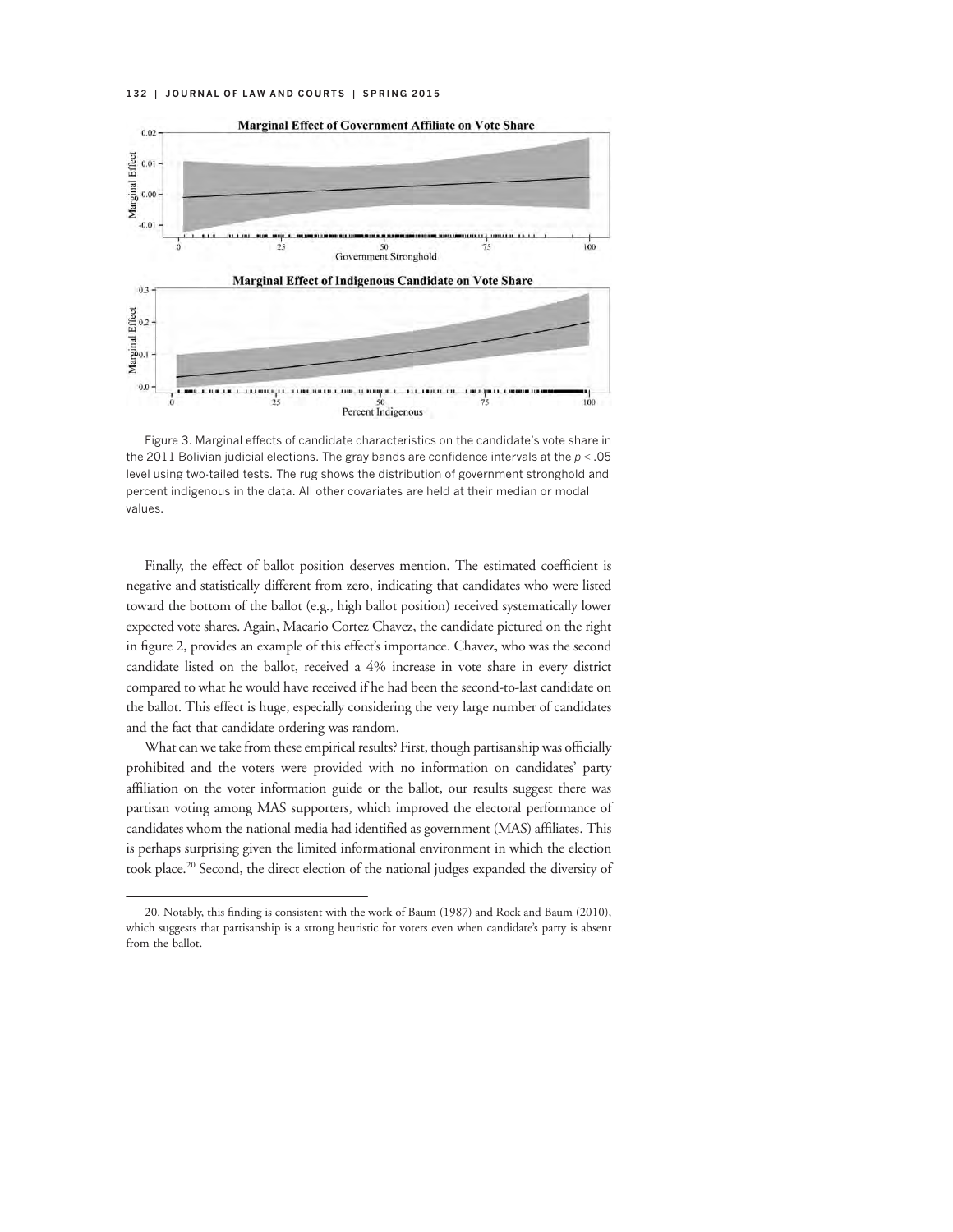Figure 3. Marginal effects of candidate characteristics on the candidate's vote share in the 2011 Bolivian judicial elections. The gray bands are confidence intervals at the $p < .05$ level using two-tailed tests. The rug shows the distribution of government stronghold and percent indigenous in the data. All other covariates are held at their median or modal values.

Finally, the effect of ballot position deserves mention. The estimated coefficient is negative and statistically different from zero, indicating that candidates who were listed toward the bottom of the ballot (e.g., high ballot position) received systematically lower expected vote shares. Again, Macario Cortez Chavez, the candidate pictured on the right in figure 2, provides an example of this effect's importance. Chavez, who was the second candidate listed on the ballot, received a 4% increase in vote share in every district compared to what he would have received if he had been the second-to-last candidate on the ballot. This effect is huge, especially considering the very large number of candidates and the fact that candidate ordering was random.

What can we take from these empirical results? First, though partisanship was officially prohibited and the voters were provided with no information on candidates' party affiliation on the voter information guide or the ballot, our results suggest there was partisan voting among MAS supporters, which improved the electoral performance of candidates whom the national media had identified as government (MAS) affiliates. This is perhaps surprising given the limited informational environment in which the election took place.[20] Second, the direct election of the national judges expanded the diversity of

20. Notably, this finding is consistent with the work of Baum (1987) and Rock and Baum (2010), which suggests that partisanship is a strong heuristic for voters even when candidate's party is absent from the ballot.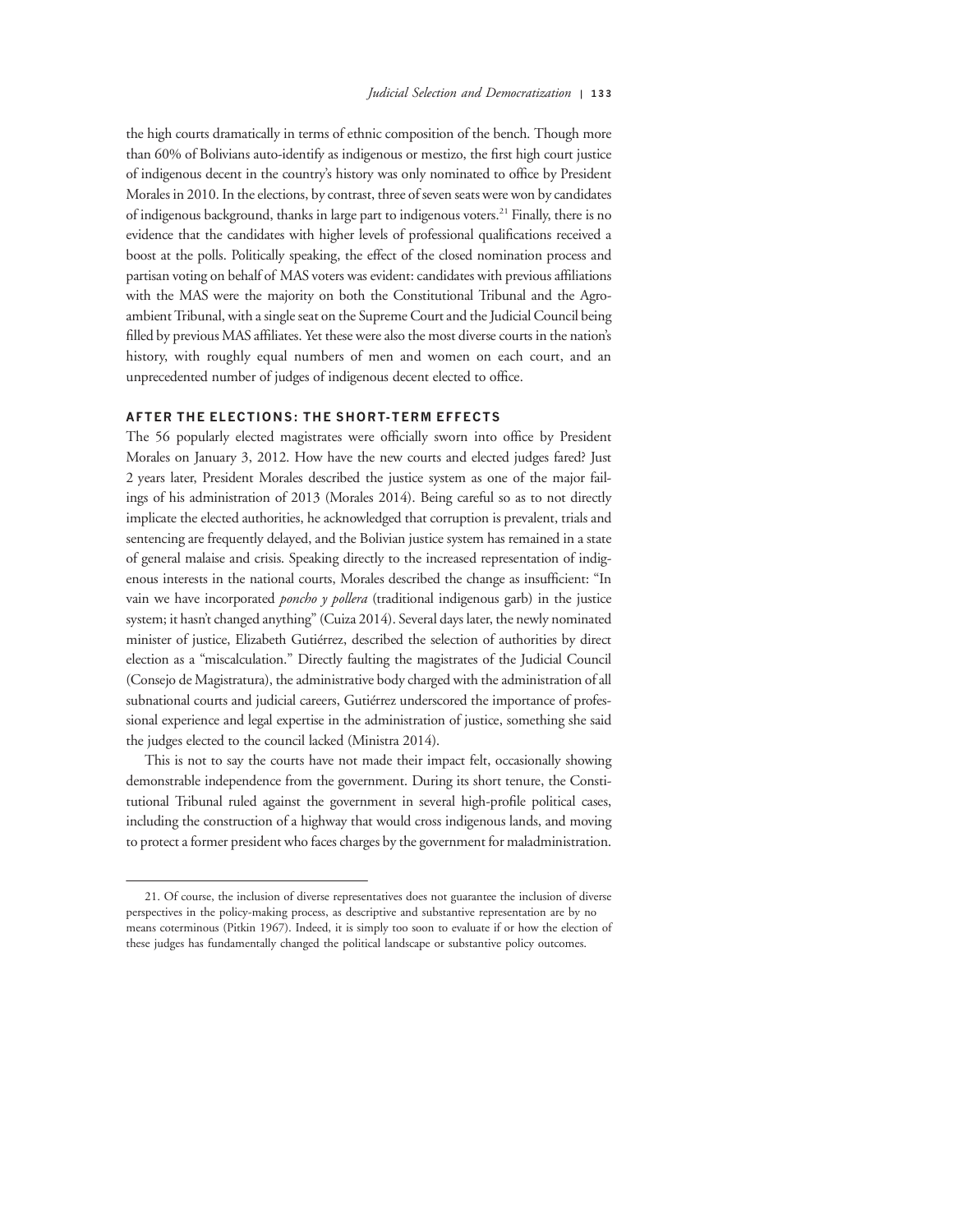the high courts dramatically in terms of ethnic composition of the bench. Though more than 60% of Bolivians auto-identify as indigenous or mestizo, the first high court justice of indigenous decent in the country's history was only nominated to office by President Morales in 2010. In the elections, by contrast, three of seven seats were won by candidates of indigenous background, thanks in large part to indigenous voters.[21] Finally, there is no evidence that the candidates with higher levels of professional qualifications received a boost at the polls. Politically speaking, the effect of the closed nomination process and partisan voting on behalf of MAS voters was evident: candidates with previous affiliations with the MAS were the majority on both the Constitutional Tribunal and the Agro-ambient Tribunal, with a single seat on the Supreme Court and the Judicial Council being filled by previous MAS affiliates. Yet these were also the most diverse courts in the nation's history, with roughly equal numbers of men and women on each court, and an unprecedented number of judges of indigenous decent elected to office.

## AFTER THE ELECTIONS: THE SHORT-TERM EFFECTS

The 56 popularly elected magistrates were officially sworn into office by President Morales on January 3, 2012. How have the new courts and elected judges fared? Just 2 years later, President Morales described the justice system as one of the major failings of his administration of 2013 (Morales 2014). Being careful so as to not directly implicate the elected authorities, he acknowledged that corruption is prevalent, trials and sentencing are frequently delayed, and the Bolivian justice system has remained in a state of general malaise and crisis. Speaking directly to the increased representation of indigenous interests in the national courts, Morales described the change as insufficient: "In vain we have incorporated *poncho y pollera* (traditional indigenous garb) in the justice system; it hasn't changed anything" (Cuiza 2014). Several days later, the newly nominated minister of justice, Elizabeth Gutiérrez, described the selection of authorities by direct election as a "miscalculation." Directly faulting the magistrates of the Judicial Council (Consejo de Magistratura), the administrative body charged with the administration of all subnational courts and judicial careers, Gutiérrez underscored the importance of professional experience and legal expertise in the administration of justice, something she said the judges elected to the council lacked (Ministra 2014).

This is not to say the courts have not made their impact felt, occasionally showing demonstrable independence from the government. During its short tenure, the Constitutional Tribunal ruled against the government in several high-profile political cases, including the construction of a highway that would cross indigenous lands, and moving to protect a former president who faces charges by the government for maladministration.

---

21. Of course, the inclusion of diverse representatives does not guarantee the inclusion of diverse perspectives in the policy-making process, as descriptive and substantive representation are by no means coterminous (Pitkin 1967). Indeed, it is simply too soon to evaluate if or how the election of these judges has fundamentally changed the political landscape or substantive policy outcomes.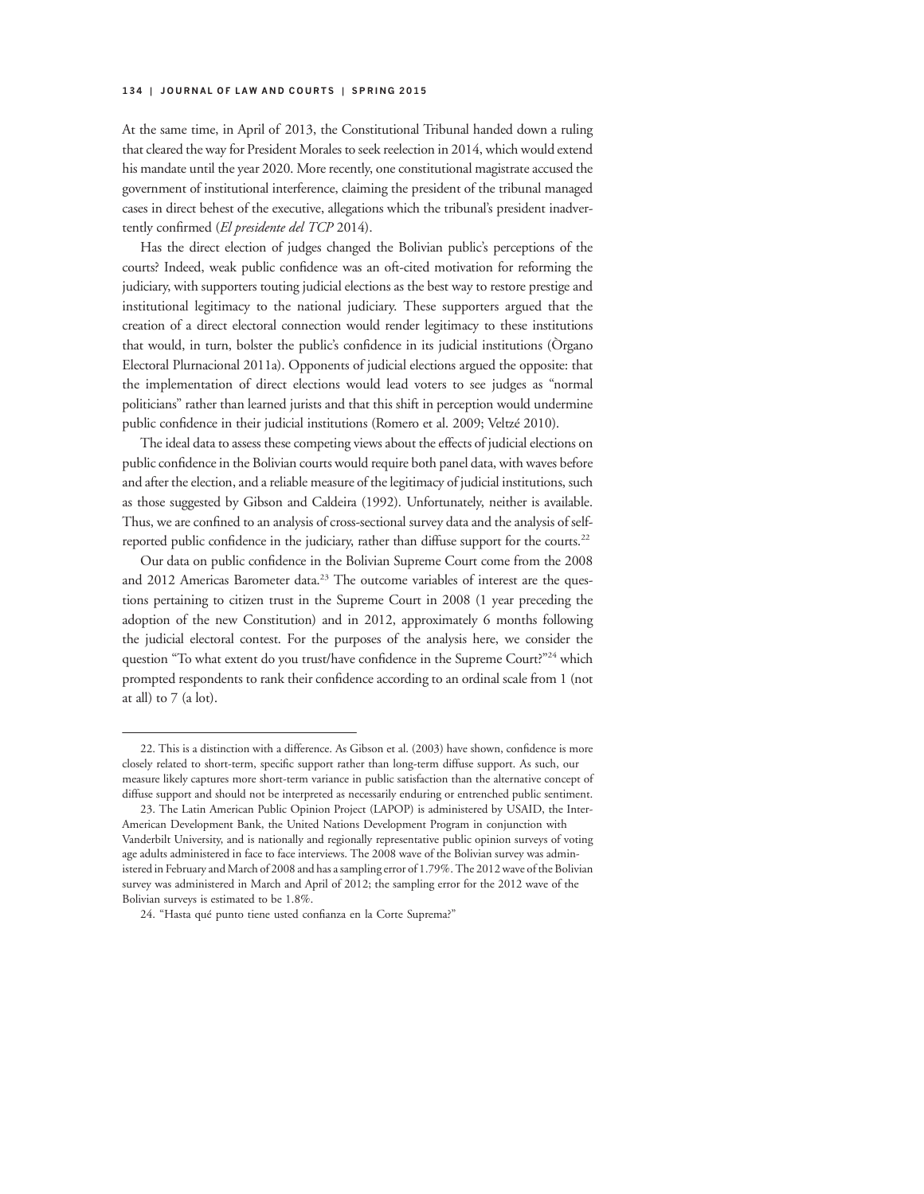At the same time, in April of 2013, the Constitutional Tribunal handed down a ruling that cleared the way for President Morales to seek reelection in 2014, which would extend his mandate until the year 2020. More recently, one constitutional magistrate accused the government of institutional interference, claiming the president of the tribunal managed cases in direct behest of the executive, allegations which the tribunal's president inadvertently confirmed (*El presidente del TCP* 2014).

Has the direct election of judges changed the Bolivian public's perceptions of the courts? Indeed, weak public confidence was an oft-cited motivation for reforming the judiciary, with supporters touting judicial elections as the best way to restore prestige and institutional legitimacy to the national judiciary. These supporters argued that the creation of a direct electoral connection would render legitimacy to these institutions that would, in turn, bolster the public's confidence in its judicial institutions (Òrgano Electoral Plurnacional 2011a). Opponents of judicial elections argued the opposite: that the implementation of direct elections would lead voters to see judges as "normal politicians" rather than learned jurists and that this shift in perception would undermine public confidence in their judicial institutions (Romero et al. 2009; Veltzé 2010).

The ideal data to assess these competing views about the effects of judicial elections on public confidence in the Bolivian courts would require both panel data, with waves before and after the election, and a reliable measure of the legitimacy of judicial institutions, such as those suggested by Gibson and Caldeira (1992). Unfortunately, neither is available. Thus, we are confined to an analysis of cross-sectional survey data and the analysis of self-reported public confidence in the judiciary, rather than diffuse support for the courts.[22]

Our data on public confidence in the Bolivian Supreme Court come from the 2008 and 2012 Americas Barometer data.[23] The outcome variables of interest are the questions pertaining to citizen trust in the Supreme Court in 2008 (1 year preceding the adoption of the new Constitution) and in 2012, approximately 6 months following the judicial electoral contest. For the purposes of the analysis here, we consider the question "To what extent do you trust/have confidence in the Supreme Court?"[24] which prompted respondents to rank their confidence according to an ordinal scale from 1 (not at all) to 7 (a lot).

---

22. This is a distinction with a difference. As Gibson et al. (2003) have shown, confidence is more closely related to short-term, specific support rather than long-term diffuse support. As such, our measure likely captures more short-term variance in public satisfaction than the alternative concept of diffuse support and should not be interpreted as necessarily enduring or entrenched public sentiment.

23. The Latin American Public Opinion Project (LAPOP) is administered by USAID, the Inter-American Development Bank, the United Nations Development Program in conjunction with Vanderbilt University, and is nationally and regionally representative public opinion surveys of voting age adults administered in face to face interviews. The 2008 wave of the Bolivian survey was administered in February and March of 2008 and has a sampling error of 1.79%. The 2012 wave of the Bolivian survey was administered in March and April of 2012; the sampling error for the 2012 wave of the Bolivian surveys is estimated to be 1.8%.

24. "Hasta qué punto tiene usted confianza en la Corte Suprema?"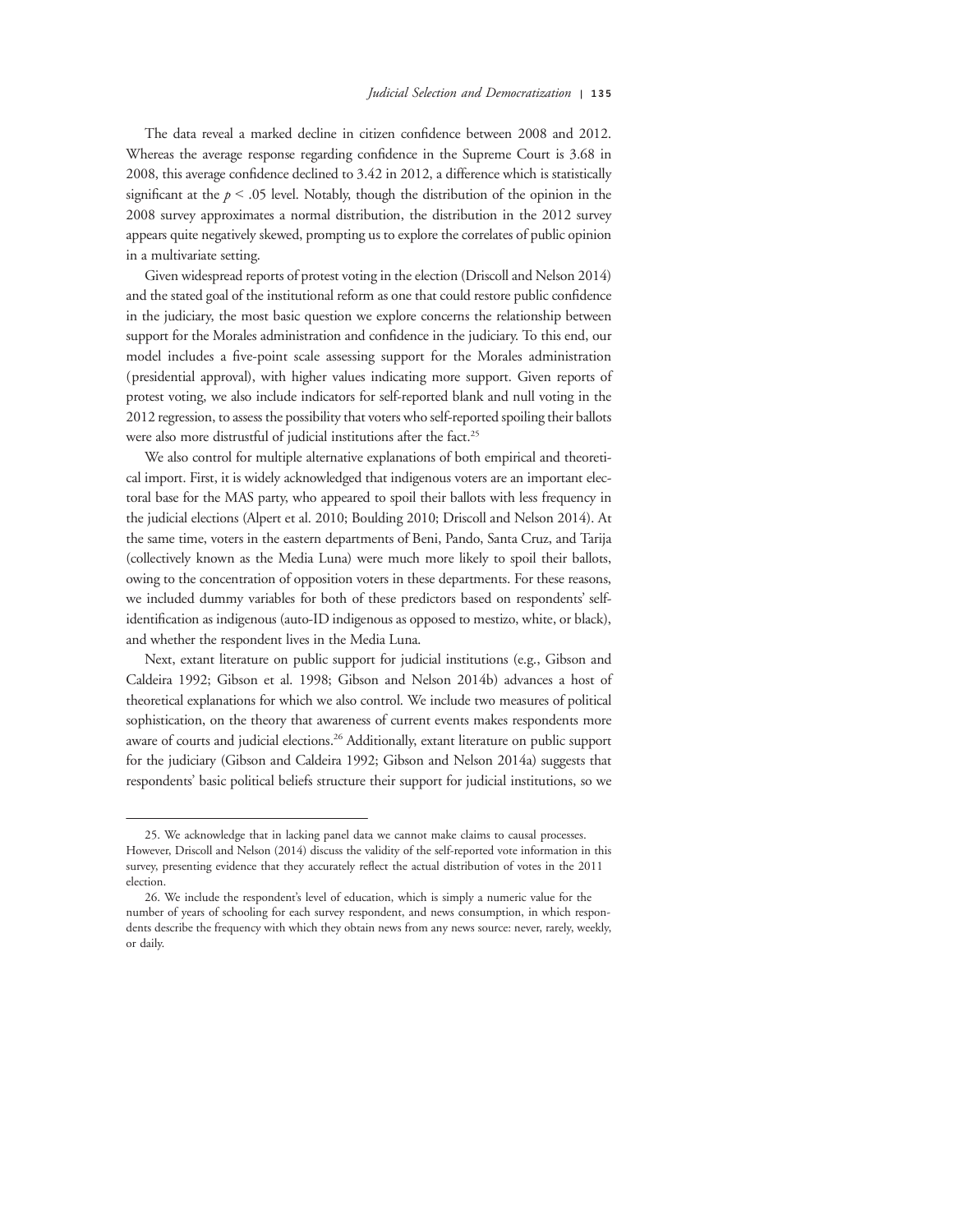The data reveal a marked decline in citizen confidence between 2008 and 2012. Whereas the average response regarding confidence in the Supreme Court is 3.68 in 2008, this average confidence declined to 3.42 in 2012, a difference which is statistically significant at the $p < .05$ level. Notably, though the distribution of the opinion in the 2008 survey approximates a normal distribution, the distribution in the 2012 survey appears quite negatively skewed, prompting us to explore the correlates of public opinion in a multivariate setting.

Given widespread reports of protest voting in the election (Driscoll and Nelson 2014) and the stated goal of the institutional reform as one that could restore public confidence in the judiciary, the most basic question we explore concerns the relationship between support for the Morales administration and confidence in the judiciary. To this end, our model includes a five-point scale assessing support for the Morales administration (presidential approval), with higher values indicating more support. Given reports of protest voting, we also include indicators for self-reported blank and null voting in the 2012 regression, to assess the possibility that voters who self-reported spoiling their ballots were also more distrustful of judicial institutions after the fact.[25]

We also control for multiple alternative explanations of both empirical and theoretical import. First, it is widely acknowledged that indigenous voters are an important electoral base for the MAS party, who appeared to spoil their ballots with less frequency in the judicial elections (Alpert et al. 2010; Boulding 2010; Driscoll and Nelson 2014). At the same time, voters in the eastern departments of Beni, Pando, Santa Cruz, and Tarija (collectively known as the Media Luna) were much more likely to spoil their ballots, owing to the concentration of opposition voters in these departments. For these reasons, we included dummy variables for both of these predictors based on respondents' self-identification as indigenous (auto-ID indigenous as opposed to mestizo, white, or black), and whether the respondent lives in the Media Luna.

Next, extant literature on public support for judicial institutions (e.g., Gibson and Caldeira 1992; Gibson et al. 1998; Gibson and Nelson 2014b) advances a host of theoretical explanations for which we also control. We include two measures of political sophistication, on the theory that awareness of current events makes respondents more aware of courts and judicial elections.[26] Additionally, extant literature on public support for the judiciary (Gibson and Caldeira 1992; Gibson and Nelson 2014a) suggests that respondents' basic political beliefs structure their support for judicial institutions, so we

---

25. We acknowledge that in lacking panel data we cannot make claims to causal processes. However, Driscoll and Nelson (2014) discuss the validity of the self-reported vote information in this survey, presenting evidence that they accurately reflect the actual distribution of votes in the 2011 election.

26. We include the respondent's level of education, which is simply a numeric value for the number of years of schooling for each survey respondent, and news consumption, in which respondents describe the frequency with which they obtain news from any news source: never, rarely, weekly, or daily.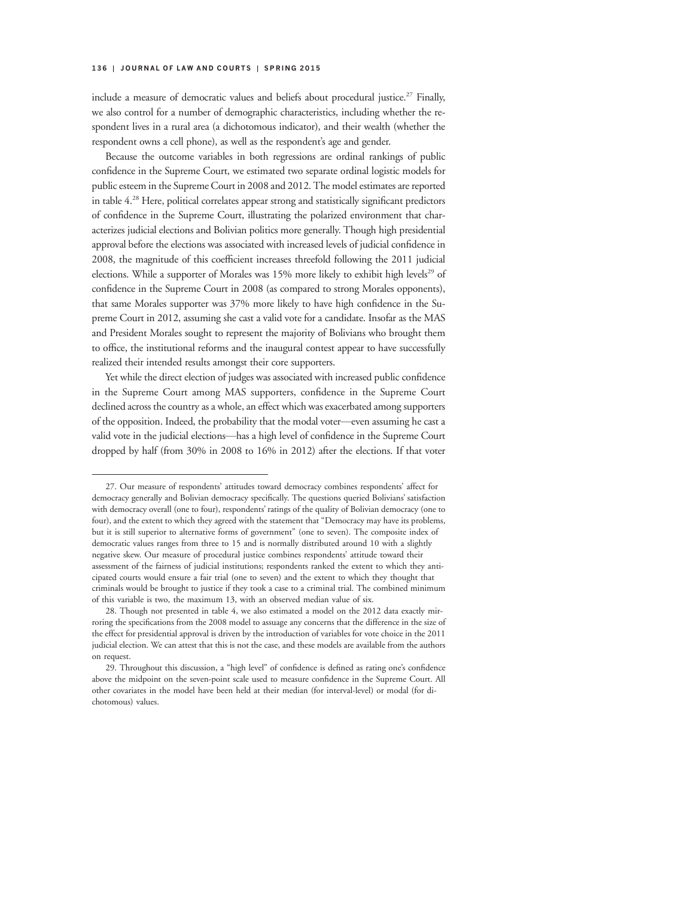include a measure of democratic values and beliefs about procedural justice.[27] Finally, we also control for a number of demographic characteristics, including whether the respondent lives in a rural area (a dichotomous indicator), and their wealth (whether the respondent owns a cell phone), as well as the respondent's age and gender.

Because the outcome variables in both regressions are ordinal rankings of public confidence in the Supreme Court, we estimated two separate ordinal logistic models for public esteem in the Supreme Court in 2008 and 2012. The model estimates are reported in table 4.[28] Here, political correlates appear strong and statistically significant predictors of confidence in the Supreme Court, illustrating the polarized environment that characterizes judicial elections and Bolivian politics more generally. Though high presidential approval before the elections was associated with increased levels of judicial confidence in 2008, the magnitude of this coefficient increases threefold following the 2011 judicial elections. While a supporter of Morales was 15% more likely to exhibit high levels[29] of confidence in the Supreme Court in 2008 (as compared to strong Morales opponents), that same Morales supporter was 37% more likely to have high confidence in the Supreme Court in 2012, assuming she cast a valid vote for a candidate. Insofar as the MAS and President Morales sought to represent the majority of Bolivians who brought them to office, the institutional reforms and the inaugural contest appear to have successfully realized their intended results amongst their core supporters.

Yet while the direct election of judges was associated with increased public confidence in the Supreme Court among MAS supporters, confidence in the Supreme Court declined across the country as a whole, an effect which was exacerbated among supporters of the opposition. Indeed, the probability that the modal voter—even assuming he cast a valid vote in the judicial elections—has a high level of confidence in the Supreme Court dropped by half (from 30% in 2008 to 16% in 2012) after the elections. If that voter

---

27. Our measure of respondents' attitudes toward democracy combines respondents' affect for democracy generally and Bolivian democracy specifically. The questions queried Bolivians' satisfaction with democracy overall (one to four), respondents' ratings of the quality of Bolivian democracy (one to four), and the extent to which they agreed with the statement that "Democracy may have its problems, but it is still superior to alternative forms of government" (one to seven). The composite index of democratic values ranges from three to 15 and is normally distributed around 10 with a slightly negative skew. Our measure of procedural justice combines respondents' attitude toward their assessment of the fairness of judicial institutions; respondents ranked the extent to which they anticipated courts would ensure a fair trial (one to seven) and the extent to which they thought that criminals would be brought to justice if they took a case to a criminal trial. The combined minimum of this variable is two, the maximum 13, with an observed median value of six.

28. Though not presented in table 4, we also estimated a model on the 2012 data exactly mirroring the specifications from the 2008 model to assuage any concerns that the difference in the size of the effect for presidential approval is driven by the introduction of variables for vote choice in the 2011 judicial election. We can attest that this is not the case, and these models are available from the authors on request.

29. Throughout this discussion, a "high level" of confidence is defined as rating one's confidence above the midpoint on the seven-point scale used to measure confidence in the Supreme Court. All other covariates in the model have been held at their median (for interval-level) or modal (for dichotomous) values.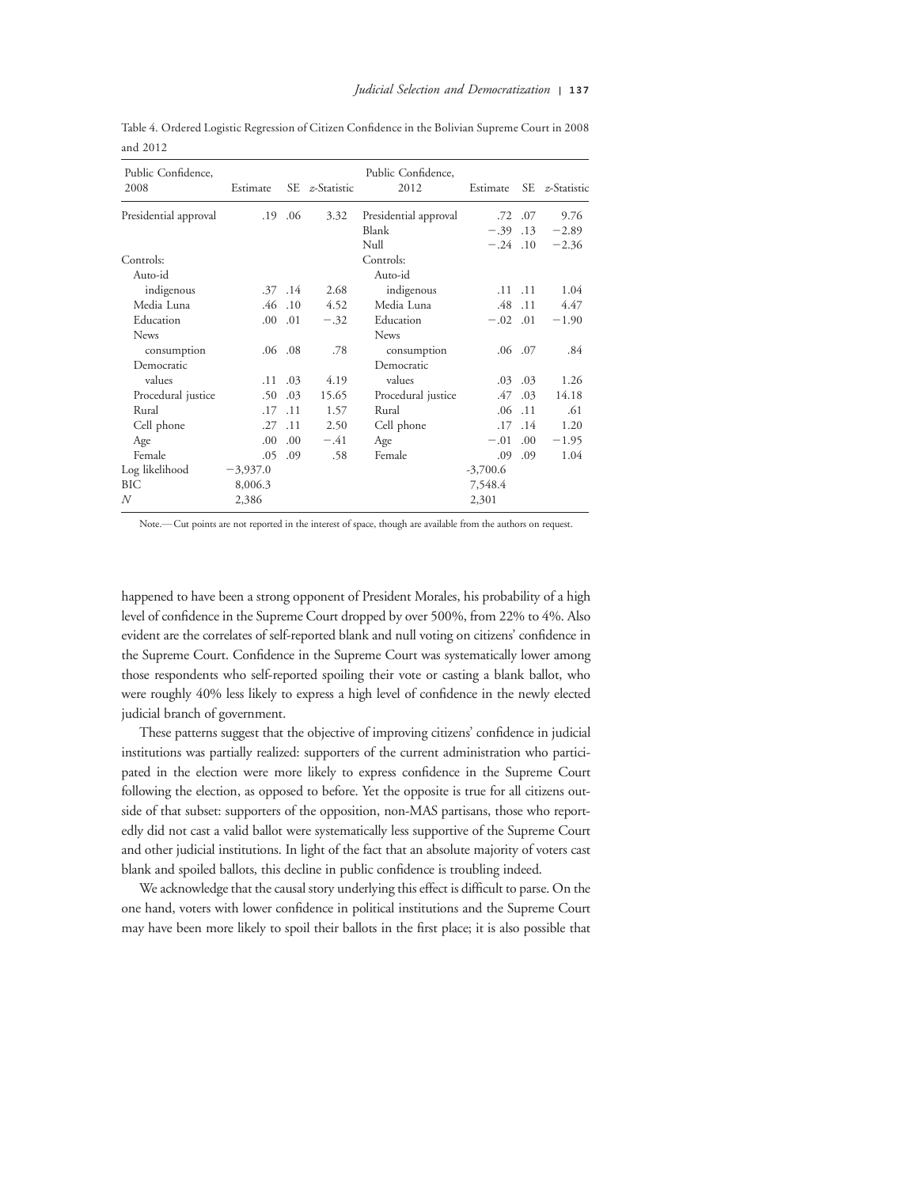Table 4. Ordered Logistic Regression of Citizen Confidence in the Bolivian Supreme Court in 2008 and 2012

| Public Confidence, 2008 | Estimate | SE | *z*-Statistic | Public Confidence, 2012 | Estimate | SE | *z*-Statistic |
|---|---|---|---|---|---|---|---|
| Presidential approval | .19 | .06 | 3.32 | Presidential approval | .72 | .07 | 9.76 |
| | | | | Blank | −.39 | .13 | −2.89 |
| | | | | Null | −.24 | .10 | −2.36 |
| Controls: | | | | Controls: | | | |
| Auto-id indigenous | .37 | .14 | 2.68 | Auto-id indigenous | .11 | .11 | 1.04 |
| Media Luna | .46 | .10 | 4.52 | Media Luna | .48 | .11 | 4.47 |
| Education | .00 | .01 | −.32 | Education | −.02 | .01 | −1.90 |
| News consumption | .06 | .08 | .78 | News consumption | .06 | .07 | .84 |
| Democratic values | .11 | .03 | 4.19 | Democratic values | .03 | .03 | 1.26 |
| Procedural justice | .50 | .03 | 15.65 | Procedural justice | .47 | .03 | 14.18 |
| Rural | .17 | .11 | 1.57 | Rural | .06 | .11 | .61 |
| Cell phone | .27 | .11 | 2.50 | Cell phone | .17 | .14 | 1.20 |
| Age | .00 | .00 | −.41 | Age | −.01 | .00 | −1.95 |
| Female | .05 | .09 | .58 | Female | .09 | .09 | 1.04 |
| Log likelihood | −3,937.0 | | | | -3,700.6 | | |
| BIC | 8,006.3 | | | | 7,548.4 | | |
| *N* | 2,386 | | | | 2,301 | | |

Note.— Cut points are not reported in the interest of space, though are available from the authors on request.

happened to have been a strong opponent of President Morales, his probability of a high level of confidence in the Supreme Court dropped by over 500%, from 22% to 4%. Also evident are the correlates of self-reported blank and null voting on citizens' confidence in the Supreme Court. Confidence in the Supreme Court was systematically lower among those respondents who self-reported spoiling their vote or casting a blank ballot, who were roughly 40% less likely to express a high level of confidence in the newly elected judicial branch of government.

These patterns suggest that the objective of improving citizens' confidence in judicial institutions was partially realized: supporters of the current administration who participated in the election were more likely to express confidence in the Supreme Court following the election, as opposed to before. Yet the opposite is true for all citizens outside of that subset: supporters of the opposition, non-MAS partisans, those who reportedly did not cast a valid ballot were systematically less supportive of the Supreme Court and other judicial institutions. In light of the fact that an absolute majority of voters cast blank and spoiled ballots, this decline in public confidence is troubling indeed.

We acknowledge that the causal story underlying this effect is difficult to parse. On the one hand, voters with lower confidence in political institutions and the Supreme Court may have been more likely to spoil their ballots in the first place; it is also possible that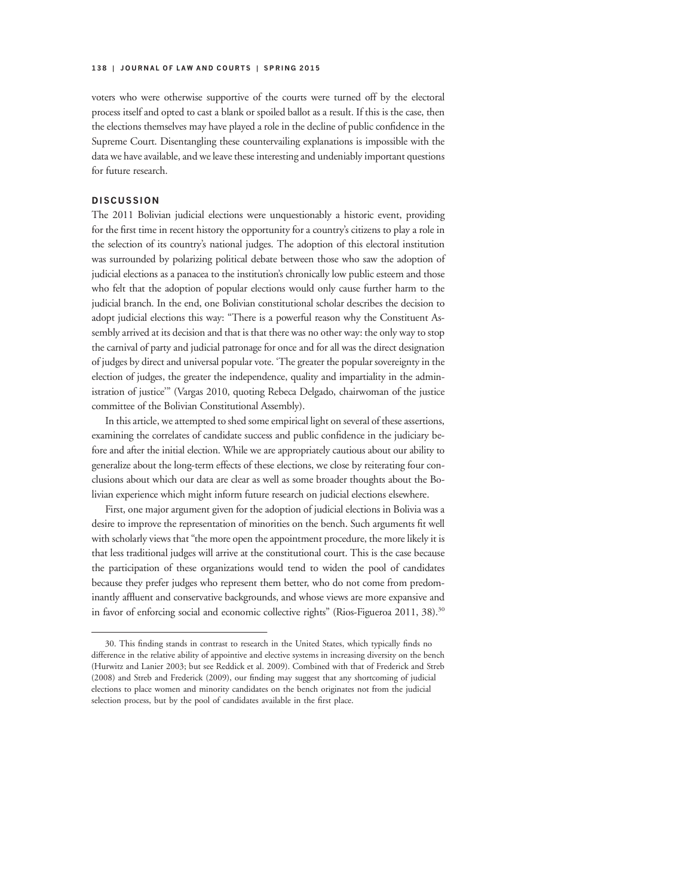voters who were otherwise supportive of the courts were turned off by the electoral process itself and opted to cast a blank or spoiled ballot as a result. If this is the case, then the elections themselves may have played a role in the decline of public confidence in the Supreme Court. Disentangling these countervailing explanations is impossible with the data we have available, and we leave these interesting and undeniably important questions for future research.

## DISCUSSION

The 2011 Bolivian judicial elections were unquestionably a historic event, providing for the first time in recent history the opportunity for a country's citizens to play a role in the selection of its country's national judges. The adoption of this electoral institution was surrounded by polarizing political debate between those who saw the adoption of judicial elections as a panacea to the institution's chronically low public esteem and those who felt that the adoption of popular elections would only cause further harm to the judicial branch. In the end, one Bolivian constitutional scholar describes the decision to adopt judicial elections this way: "There is a powerful reason why the Constituent Assembly arrived at its decision and that is that there was no other way: the only way to stop the carnival of party and judicial patronage for once and for all was the direct designation of judges by direct and universal popular vote. 'The greater the popular sovereignty in the election of judges, the greater the independence, quality and impartiality in the administration of justice'" (Vargas 2010, quoting Rebeca Delgado, chairwoman of the justice committee of the Bolivian Constitutional Assembly).

In this article, we attempted to shed some empirical light on several of these assertions, examining the correlates of candidate success and public confidence in the judiciary before and after the initial election. While we are appropriately cautious about our ability to generalize about the long-term effects of these elections, we close by reiterating four conclusions about which our data are clear as well as some broader thoughts about the Bolivian experience which might inform future research on judicial elections elsewhere.

First, one major argument given for the adoption of judicial elections in Bolivia was a desire to improve the representation of minorities on the bench. Such arguments fit well with scholarly views that "the more open the appointment procedure, the more likely it is that less traditional judges will arrive at the constitutional court. This is the case because the participation of these organizations would tend to widen the pool of candidates because they prefer judges who represent them better, who do not come from predominantly affluent and conservative backgrounds, and whose views are more expansive and in favor of enforcing social and economic collective rights" (Rios-Figueroa 2011, 38).[30]

---

30. This finding stands in contrast to research in the United States, which typically finds no difference in the relative ability of appointive and elective systems in increasing diversity on the bench (Hurwitz and Lanier 2003; but see Reddick et al. 2009). Combined with that of Frederick and Streb (2008) and Streb and Frederick (2009), our finding may suggest that any shortcoming of judicial elections to place women and minority candidates on the bench originates not from the judicial selection process, but by the pool of candidates available in the first place.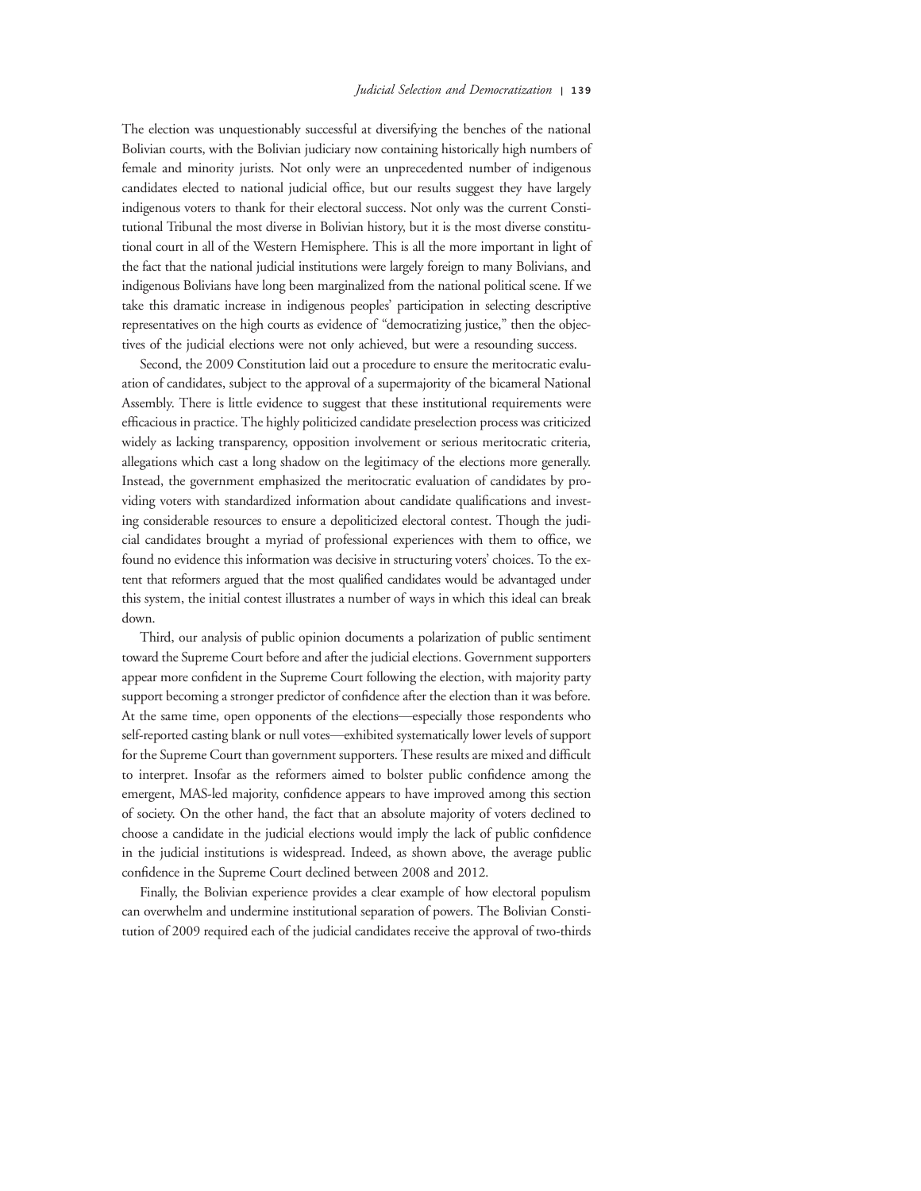The election was unquestionably successful at diversifying the benches of the national Bolivian courts, with the Bolivian judiciary now containing historically high numbers of female and minority jurists. Not only were an unprecedented number of indigenous candidates elected to national judicial office, but our results suggest they have largely indigenous voters to thank for their electoral success. Not only was the current Constitutional Tribunal the most diverse in Bolivian history, but it is the most diverse constitutional court in all of the Western Hemisphere. This is all the more important in light of the fact that the national judicial institutions were largely foreign to many Bolivians, and indigenous Bolivians have long been marginalized from the national political scene. If we take this dramatic increase in indigenous peoples' participation in selecting descriptive representatives on the high courts as evidence of "democratizing justice," then the objectives of the judicial elections were not only achieved, but were a resounding success.

Second, the 2009 Constitution laid out a procedure to ensure the meritocratic evaluation of candidates, subject to the approval of a supermajority of the bicameral National Assembly. There is little evidence to suggest that these institutional requirements were efficacious in practice. The highly politicized candidate preselection process was criticized widely as lacking transparency, opposition involvement or serious meritocratic criteria, allegations which cast a long shadow on the legitimacy of the elections more generally. Instead, the government emphasized the meritocratic evaluation of candidates by providing voters with standardized information about candidate qualifications and investing considerable resources to ensure a depoliticized electoral contest. Though the judicial candidates brought a myriad of professional experiences with them to office, we found no evidence this information was decisive in structuring voters' choices. To the extent that reformers argued that the most qualified candidates would be advantaged under this system, the initial contest illustrates a number of ways in which this ideal can break down.

Third, our analysis of public opinion documents a polarization of public sentiment toward the Supreme Court before and after the judicial elections. Government supporters appear more confident in the Supreme Court following the election, with majority party support becoming a stronger predictor of confidence after the election than it was before. At the same time, open opponents of the elections—especially those respondents who self-reported casting blank or null votes—exhibited systematically lower levels of support for the Supreme Court than government supporters. These results are mixed and difficult to interpret. Insofar as the reformers aimed to bolster public confidence among the emergent, MAS-led majority, confidence appears to have improved among this section of society. On the other hand, the fact that an absolute majority of voters declined to choose a candidate in the judicial elections would imply the lack of public confidence in the judicial institutions is widespread. Indeed, as shown above, the average public confidence in the Supreme Court declined between 2008 and 2012.

Finally, the Bolivian experience provides a clear example of how electoral populism can overwhelm and undermine institutional separation of powers. The Bolivian Constitution of 2009 required each of the judicial candidates receive the approval of two-thirds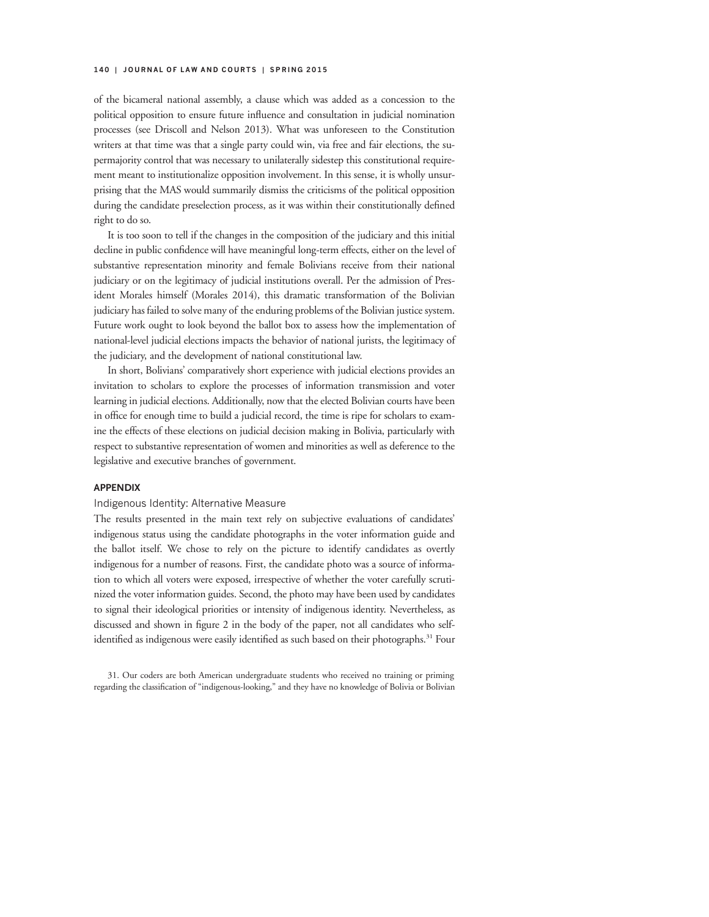of the bicameral national assembly, a clause which was added as a concession to the political opposition to ensure future influence and consultation in judicial nomination processes (see Driscoll and Nelson 2013). What was unforeseen to the Constitution writers at that time was that a single party could win, via free and fair elections, the supermajority control that was necessary to unilaterally sidestep this constitutional requirement meant to institutionalize opposition involvement. In this sense, it is wholly unsurprising that the MAS would summarily dismiss the criticisms of the political opposition during the candidate preselection process, as it was within their constitutionally defined right to do so.

It is too soon to tell if the changes in the composition of the judiciary and this initial decline in public confidence will have meaningful long-term effects, either on the level of substantive representation minority and female Bolivians receive from their national judiciary or on the legitimacy of judicial institutions overall. Per the admission of President Morales himself (Morales 2014), this dramatic transformation of the Bolivian judiciary has failed to solve many of the enduring problems of the Bolivian justice system. Future work ought to look beyond the ballot box to assess how the implementation of national-level judicial elections impacts the behavior of national jurists, the legitimacy of the judiciary, and the development of national constitutional law.

In short, Bolivians' comparatively short experience with judicial elections provides an invitation to scholars to explore the processes of information transmission and voter learning in judicial elections. Additionally, now that the elected Bolivian courts have been in office for enough time to build a judicial record, the time is ripe for scholars to examine the effects of these elections on judicial decision making in Bolivia, particularly with respect to substantive representation of women and minorities as well as deference to the legislative and executive branches of government.

## APPENDIX

### Indigenous Identity: Alternative Measure

The results presented in the main text rely on subjective evaluations of candidates' indigenous status using the candidate photographs in the voter information guide and the ballot itself. We chose to rely on the picture to identify candidates as overtly indigenous for a number of reasons. First, the candidate photo was a source of information to which all voters were exposed, irrespective of whether the voter carefully scrutinized the voter information guides. Second, the photo may have been used by candidates to signal their ideological priorities or intensity of indigenous identity. Nevertheless, as discussed and shown in figure 2 in the body of the paper, not all candidates who self-identified as indigenous were easily identified as such based on their photographs.[31] Four

31. Our coders are both American undergraduate students who received no training or priming regarding the classification of "indigenous-looking," and they have no knowledge of Bolivia or Bolivian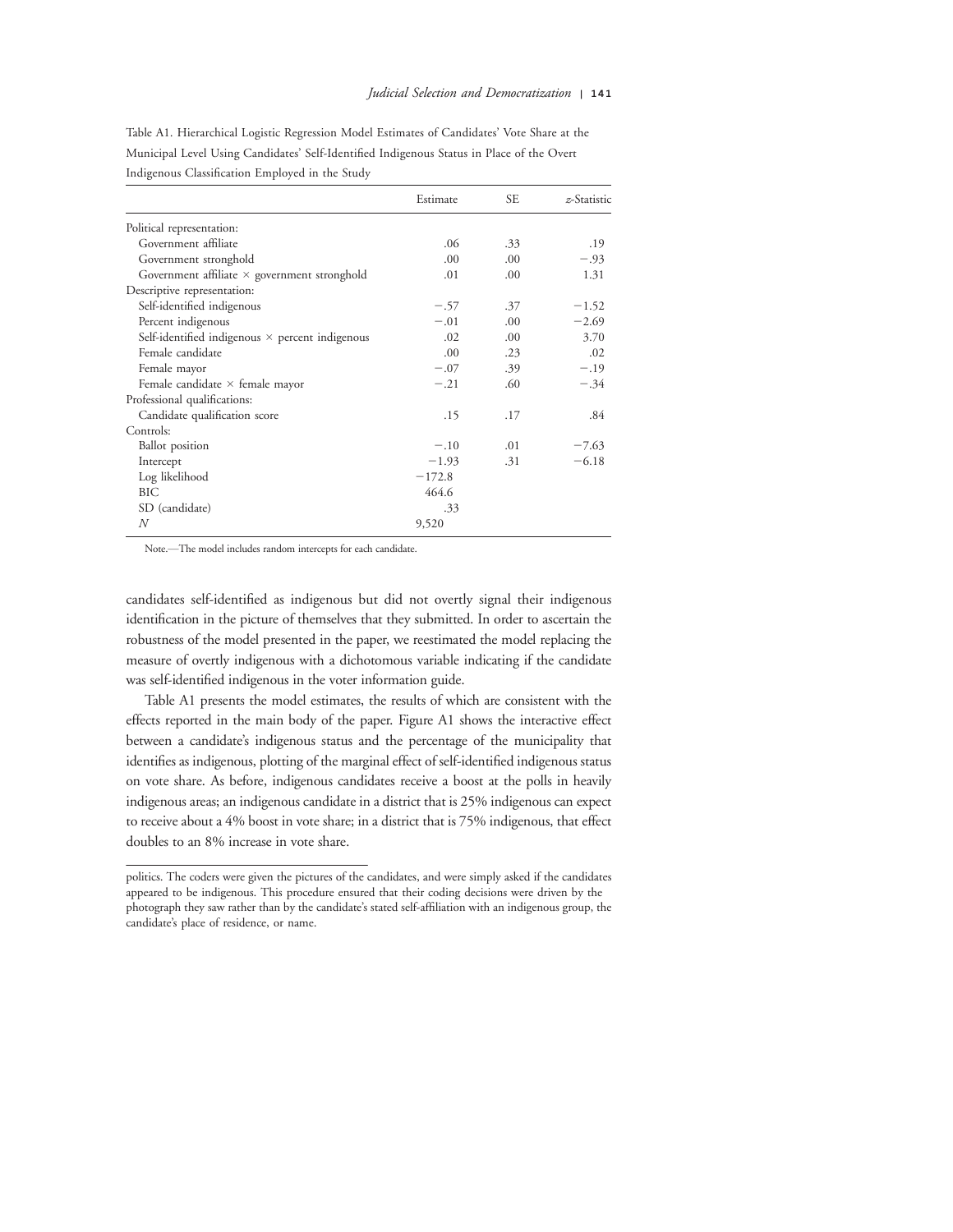Table A1. Hierarchical Logistic Regression Model Estimates of Candidates' Vote Share at the Municipal Level Using Candidates' Self-Identified Indigenous Status in Place of the Overt Indigenous Classification Employed in the Study

| | Estimate | SE | *z*-Statistic |
|---|---|---|---|
| Political representation: | | | |
| Government affiliate | .06 | .33 | .19 |
| Government stronghold | .00 | .00 | −.93 |
| Government affiliate × government stronghold | .01 | .00 | 1.31 |
| Descriptive representation: | | | |
| Self-identified indigenous | −.57 | .37 | −1.52 |
| Percent indigenous | −.01 | .00 | −2.69 |
| Self-identified indigenous × percent indigenous | .02 | .00 | 3.70 |
| Female candidate | .00 | .23 | .02 |
| Female mayor | −.07 | .39 | −.19 |
| Female candidate × female mayor | −.21 | .60 | −.34 |
| Professional qualifications: | | | |
| Candidate qualification score | .15 | .17 | .84 |
| Controls: | | | |
| Ballot position | −.10 | .01 | −7.63 |
| Intercept | −1.93 | .31 | −6.18 |
| Log likelihood | −172.8 | | |
| BIC | 464.6 | | |
| SD (candidate) | .33 | | |
| *N* | 9,520 | | |

Note.—The model includes random intercepts for each candidate.

candidates self-identified as indigenous but did not overtly signal their indigenous identification in the picture of themselves that they submitted. In order to ascertain the robustness of the model presented in the paper, we reestimated the model replacing the measure of overtly indigenous with a dichotomous variable indicating if the candidate was self-identified indigenous in the voter information guide.

Table A1 presents the model estimates, the results of which are consistent with the effects reported in the main body of the paper. Figure A1 shows the interactive effect between a candidate's indigenous status and the percentage of the municipality that identifies as indigenous, plotting of the marginal effect of self-identified indigenous status on vote share. As before, indigenous candidates receive a boost at the polls in heavily indigenous areas; an indigenous candidate in a district that is 25% indigenous can expect to receive about a 4% boost in vote share; in a district that is 75% indigenous, that effect doubles to an 8% increase in vote share.

---

politics. The coders were given the pictures of the candidates, and were simply asked if the candidates appeared to be indigenous. This procedure ensured that their coding decisions were driven by the photograph they saw rather than by the candidate's stated self-affiliation with an indigenous group, the candidate's place of residence, or name.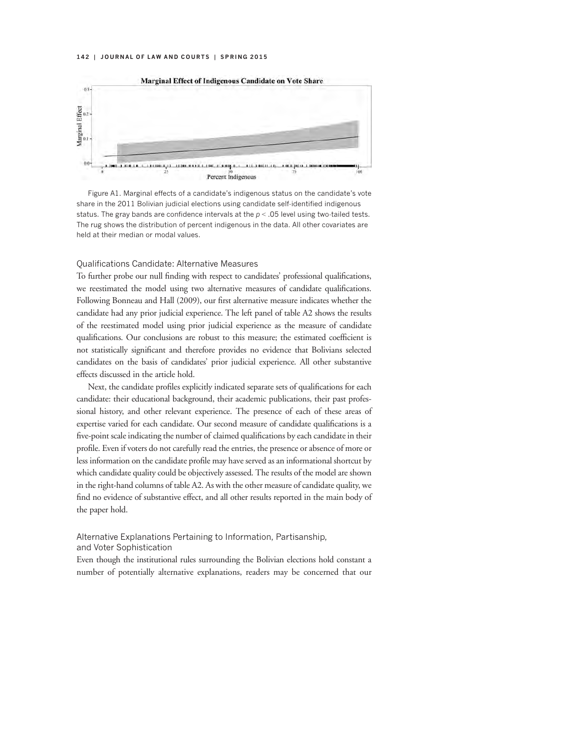Figure A1. Marginal effects of a candidate's indigenous status on the candidate's vote share in the 2011 Bolivian judicial elections using candidate self-identified indigenous status. The gray bands are confidence intervals at the $p < .05$ level using two-tailed tests. The rug shows the distribution of percent indigenous in the data. All other covariates are held at their median or modal values.

### Qualifications Candidate: Alternative Measures

To further probe our null finding with respect to candidates' professional qualifications, we reestimated the model using two alternative measures of candidate qualifications. Following Bonneau and Hall (2009), our first alternative measure indicates whether the candidate had any prior judicial experience. The left panel of table A2 shows the results of the reestimated model using prior judicial experience as the measure of candidate qualifications. Our conclusions are robust to this measure; the estimated coefficient is not statistically significant and therefore provides no evidence that Bolivians selected candidates on the basis of candidates' prior judicial experience. All other substantive effects discussed in the article hold.

Next, the candidate profiles explicitly indicated separate sets of qualifications for each candidate: their educational background, their academic publications, their past professional history, and other relevant experience. The presence of each of these areas of expertise varied for each candidate. Our second measure of candidate qualifications is a five-point scale indicating the number of claimed qualifications by each candidate in their profile. Even if voters do not carefully read the entries, the presence or absence of more or less information on the candidate profile may have served as an informational shortcut by which candidate quality could be objectively assessed. The results of the model are shown in the right-hand columns of table A2. As with the other measure of candidate quality, we find no evidence of substantive effect, and all other results reported in the main body of the paper hold.

### Alternative Explanations Pertaining to Information, Partisanship, and Voter Sophistication

Even though the institutional rules surrounding the Bolivian elections hold constant a number of potentially alternative explanations, readers may be concerned that our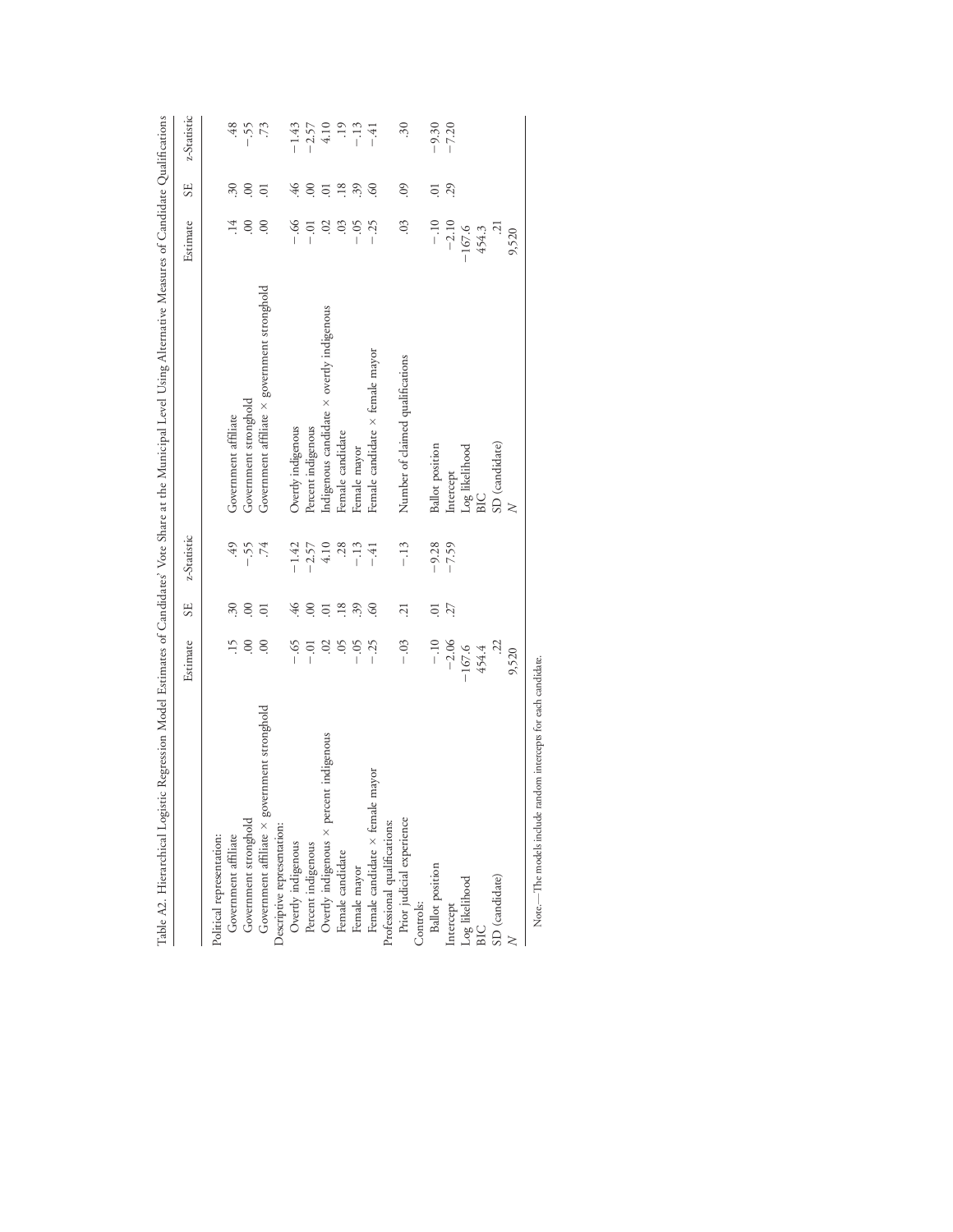Table A2. Hierarchical Logistic Regression Model Estimates of Candidates' Vote Share at the Municipal Level Using Alternative Measures of Candidate Qualifications

| | Estimate | SE | z-Statistic | | Estimate | SE | z-Statistic |
|---|---|---|---|---|---|---|---|
| Political representation: | | | | | | | |
| Government affiliate | .15 | .30 | .49 | Government affiliate | .14 | .30 | .48 |
| Government stronghold | .00 | .00 | −.55 | Government stronghold | .00 | .00 | −.55 |
| Government affiliate × government stronghold | .00 | .01 | .74 | Government affiliate × government stronghold | .00 | .01 | .73 |
| Descriptive representation: | | | | | | | |
| Overtly indigenous | −.65 | .46 | −1.42 | Overtly indigenous | −.66 | .46 | −1.43 |
| Percent indigenous | −.01 | .00 | −2.57 | Percent indigenous | −.01 | .00 | −2.57 |
| Overtly indigenous × percent indigenous | .02 | .01 | 4.10 | Indigenous candidate × overtly indigenous | .02 | .01 | 4.10 |
| Female candidate | .05 | .18 | .28 | Female candidate | .03 | .18 | .19 |
| Female mayor | −.05 | .39 | −.13 | Female mayor | −.05 | .39 | −.13 |
| Female candidate × female mayor | −.25 | .60 | −.41 | Female candidate × female mayor | −.25 | .60 | −.41 |
| Professional qualifications: | | | | | | | |
| Prior judicial experience | −.03 | .21 | −.13 | Number of claimed qualifications | .03 | .09 | .30 |
| Controls: | | | | | | | |
| Ballot position | −.10 | .01 | −9.28 | Ballot position | −.10 | .01 | −9.30 |
| Intercept | −2.06 | .27 | −7.59 | Intercept | −2.10 | .29 | −7.20 |
| Log likelihood | −167.6 | | | Log likelihood | −167.6 | | |
| BIC | 454.4 | | | BIC | 454.3 | | |
| SD (candidate) | .22 | | | SD (candidate) | .21 | | |
| $N$ | 9,520 | | | $N$ | 9,520 | | |

Note.—The models include random intercepts for each candidate.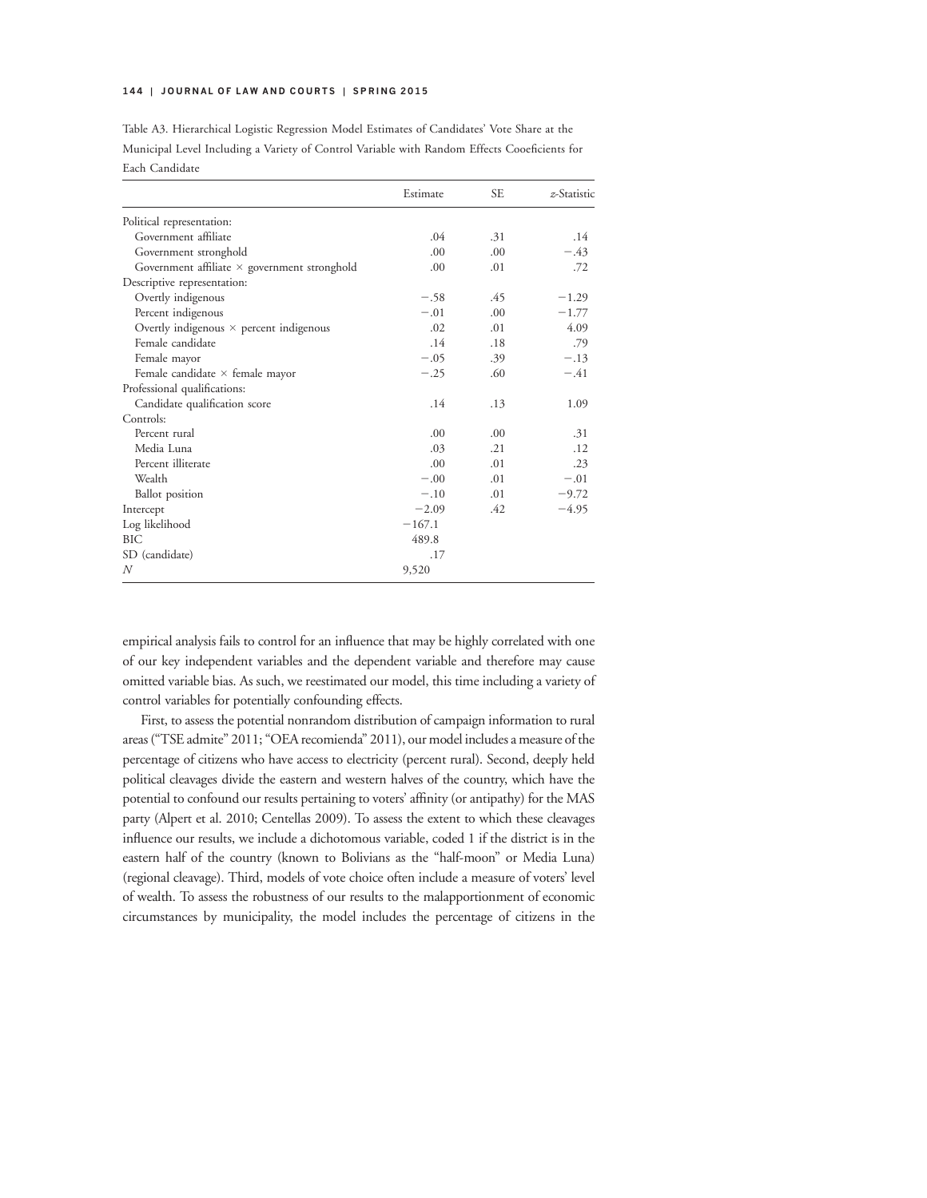Table A3. Hierarchical Logistic Regression Model Estimates of Candidates' Vote Share at the Municipal Level Including a Variety of Control Variable with Random Effects Cooeficients for Each Candidate

| | Estimate | SE | *z*-Statistic |
|---|---|---|---|
| Political representation: | | | |
| Government affiliate | .04 | .31 | .14 |
| Government stronghold | .00 | .00 | −.43 |
| Government affiliate × government stronghold | .00 | .01 | .72 |
| Descriptive representation: | | | |
| Overtly indigenous | −.58 | .45 | −1.29 |
| Percent indigenous | −.01 | .00 | −1.77 |
| Overtly indigenous × percent indigenous | .02 | .01 | 4.09 |
| Female candidate | .14 | .18 | .79 |
| Female mayor | −.05 | .39 | −.13 |
| Female candidate × female mayor | −.25 | .60 | −.41 |
| Professional qualifications: | | | |
| Candidate qualification score | .14 | .13 | 1.09 |
| Controls: | | | |
| Percent rural | .00 | .00 | .31 |
| Media Luna | .03 | .21 | .12 |
| Percent illiterate | .00 | .01 | .23 |
| Wealth | −.00 | .01 | −.01 |
| Ballot position | −.10 | .01 | −9.72 |
| Intercept | −2.09 | .42 | −4.95 |
| Log likelihood | −167.1 | | |
| BIC | 489.8 | | |
| SD (candidate) | .17 | | |
| *N* | 9,520 | | |

empirical analysis fails to control for an influence that may be highly correlated with one of our key independent variables and the dependent variable and therefore may cause omitted variable bias. As such, we reestimated our model, this time including a variety of control variables for potentially confounding effects.

First, to assess the potential nonrandom distribution of campaign information to rural areas ("TSE admite" 2011; "OEA recomienda" 2011), our model includes a measure of the percentage of citizens who have access to electricity (percent rural). Second, deeply held political cleavages divide the eastern and western halves of the country, which have the potential to confound our results pertaining to voters' affinity (or antipathy) for the MAS party (Alpert et al. 2010; Centellas 2009). To assess the extent to which these cleavages influence our results, we include a dichotomous variable, coded 1 if the district is in the eastern half of the country (known to Bolivians as the "half-moon" or Media Luna) (regional cleavage). Third, models of vote choice often include a measure of voters' level of wealth. To assess the robustness of our results to the malapportionment of economic circumstances by municipality, the model includes the percentage of citizens in the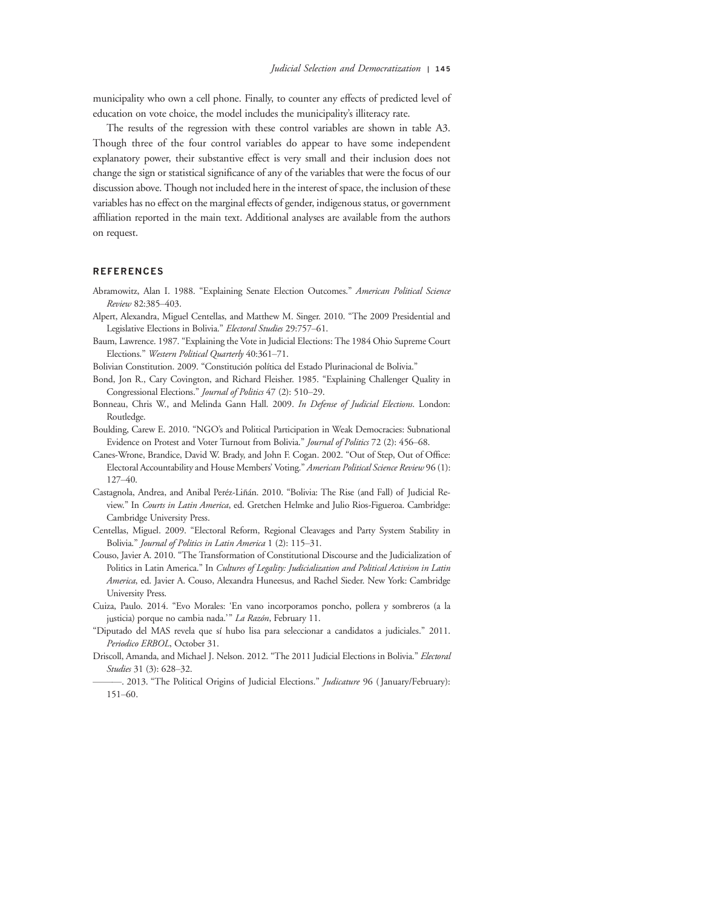municipality who own a cell phone. Finally, to counter any effects of predicted level of education on vote choice, the model includes the municipality's illiteracy rate.

The results of the regression with these control variables are shown in table A3. Though three of the four control variables do appear to have some independent explanatory power, their substantive effect is very small and their inclusion does not change the sign or statistical significance of any of the variables that were the focus of our discussion above. Though not included here in the interest of space, the inclusion of these variables has no effect on the marginal effects of gender, indigenous status, or government affiliation reported in the main text. Additional analyses are available from the authors on request.

## REFERENCES

Abramowitz, Alan I. 1988. "Explaining Senate Election Outcomes." *American Political Science Review* 82:385–403.

Alpert, Alexandra, Miguel Centellas, and Matthew M. Singer. 2010. "The 2009 Presidential and Legislative Elections in Bolivia." *Electoral Studies* 29:757–61.

Baum, Lawrence. 1987. "Explaining the Vote in Judicial Elections: The 1984 Ohio Supreme Court Elections." *Western Political Quarterly* 40:361–71.

Bolivian Constitution. 2009. "Constitución política del Estado Plurinacional de Bolivia."

Bond, Jon R., Cary Covington, and Richard Fleisher. 1985. "Explaining Challenger Quality in Congressional Elections." *Journal of Politics* 47 (2): 510–29.

Bonneau, Chris W., and Melinda Gann Hall. 2009. *In Defense of Judicial Elections*. London: Routledge.

Boulding, Carew E. 2010. "NGO's and Political Participation in Weak Democracies: Subnational Evidence on Protest and Voter Turnout from Bolivia." *Journal of Politics* 72 (2): 456–68.

Canes-Wrone, Brandice, David W. Brady, and John F. Cogan. 2002. "Out of Step, Out of Office: Electoral Accountability and House Members' Voting." *American Political Science Review* 96 (1): 127–40.

Castagnola, Andrea, and Anibal Peréz-Liñán. 2010. "Bolivia: The Rise (and Fall) of Judicial Review." In *Courts in Latin America*, ed. Gretchen Helmke and Julio Rios-Figueroa. Cambridge: Cambridge University Press.

Centellas, Miguel. 2009. "Electoral Reform, Regional Cleavages and Party System Stability in Bolivia." *Journal of Politics in Latin America* 1 (2): 115–31.

Couso, Javier A. 2010. "The Transformation of Constitutional Discourse and the Judicialization of Politics in Latin America." In *Cultures of Legality: Judicialization and Political Activism in Latin America*, ed. Javier A. Couso, Alexandra Huneesus, and Rachel Sieder. New York: Cambridge University Press.

Cuiza, Paulo. 2014. "Evo Morales: 'En vano incorporamos poncho, pollera y sombreros (a la justicia) porque no cambia nada.'" *La Razón*, February 11.

"Diputado del MAS revela que sí hubo lisa para seleccionar a candidatos a judiciales." 2011. *Periodico ERBOL*, October 31.

Driscoll, Amanda, and Michael J. Nelson. 2012. "The 2011 Judicial Elections in Bolivia." *Electoral Studies* 31 (3): 628–32.

———. 2013. "The Political Origins of Judicial Elections." *Judicature* 96 (January/February): 151–60.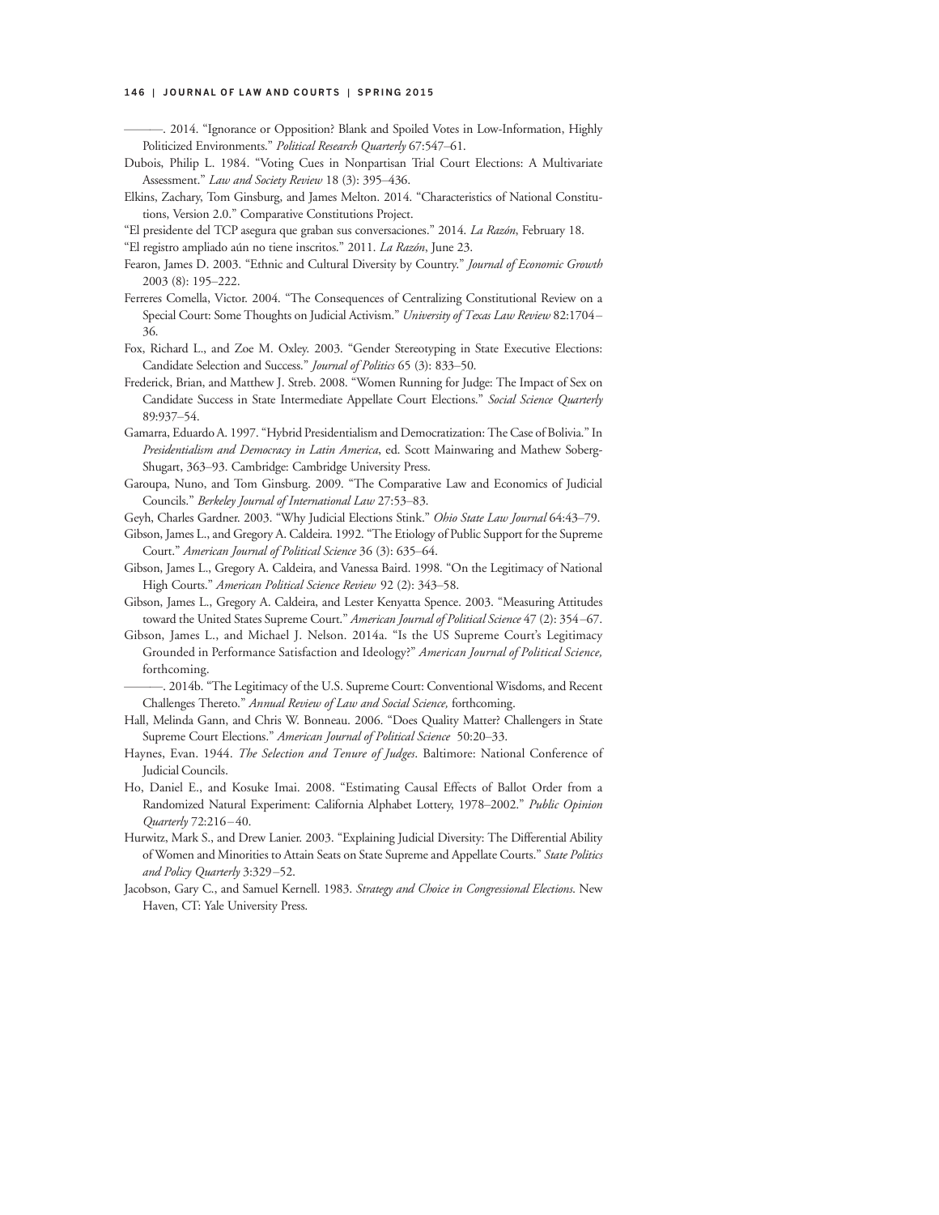———. 2014. "Ignorance or Opposition? Blank and Spoiled Votes in Low-Information, Highly Politicized Environments." *Political Research Quarterly* 67:547–61.

Dubois, Philip L. 1984. "Voting Cues in Nonpartisan Trial Court Elections: A Multivariate Assessment." *Law and Society Review* 18 (3): 395–436.

Elkins, Zachary, Tom Ginsburg, and James Melton. 2014. "Characteristics of National Constitutions, Version 2.0." Comparative Constitutions Project.

"El presidente del TCP asegura que graban sus conversaciones." 2014. *La Razón*, February 18.

"El registro ampliado aún no tiene inscritos." 2011. *La Razón*, June 23.

Fearon, James D. 2003. "Ethnic and Cultural Diversity by Country." *Journal of Economic Growth* 2003 (8): 195–222.

Ferreres Comella, Victor. 2004. "The Consequences of Centralizing Constitutional Review on a Special Court: Some Thoughts on Judicial Activism." *University of Texas Law Review* 82:1704–36.

Fox, Richard L., and Zoe M. Oxley. 2003. "Gender Stereotyping in State Executive Elections: Candidate Selection and Success." *Journal of Politics* 65 (3): 833–50.

Frederick, Brian, and Matthew J. Streb. 2008. "Women Running for Judge: The Impact of Sex on Candidate Success in State Intermediate Appellate Court Elections." *Social Science Quarterly* 89:937–54.

Gamarra, Eduardo A. 1997. "Hybrid Presidentialism and Democratization: The Case of Bolivia." In *Presidentialism and Democracy in Latin America*, ed. Scott Mainwaring and Mathew Soberg-Shugart, 363–93. Cambridge: Cambridge University Press.

Garoupa, Nuno, and Tom Ginsburg. 2009. "The Comparative Law and Economics of Judicial Councils." *Berkeley Journal of International Law* 27:53–83.

Geyh, Charles Gardner. 2003. "Why Judicial Elections Stink." *Ohio State Law Journal* 64:43–79.

Gibson, James L., and Gregory A. Caldeira. 1992. "The Etiology of Public Support for the Supreme Court." *American Journal of Political Science* 36 (3): 635–64.

Gibson, James L., Gregory A. Caldeira, and Vanessa Baird. 1998. "On the Legitimacy of National High Courts." *American Political Science Review* 92 (2): 343–58.

Gibson, James L., Gregory A. Caldeira, and Lester Kenyatta Spence. 2003. "Measuring Attitudes toward the United States Supreme Court." *American Journal of Political Science* 47 (2): 354–67.

Gibson, James L., and Michael J. Nelson. 2014a. "Is the US Supreme Court's Legitimacy Grounded in Performance Satisfaction and Ideology?" *American Journal of Political Science,* forthcoming.

———. 2014b. "The Legitimacy of the U.S. Supreme Court: Conventional Wisdoms, and Recent Challenges Thereto." *Annual Review of Law and Social Science,* forthcoming.

Hall, Melinda Gann, and Chris W. Bonneau. 2006. "Does Quality Matter? Challengers in State Supreme Court Elections." *American Journal of Political Science* 50:20–33.

Haynes, Evan. 1944. *The Selection and Tenure of Judges*. Baltimore: National Conference of Judicial Councils.

Ho, Daniel E., and Kosuke Imai. 2008. "Estimating Causal Effects of Ballot Order from a Randomized Natural Experiment: California Alphabet Lottery, 1978–2002." *Public Opinion Quarterly* 72:216–40.

Hurwitz, Mark S., and Drew Lanier. 2003. "Explaining Judicial Diversity: The Differential Ability of Women and Minorities to Attain Seats on State Supreme and Appellate Courts." *State Politics and Policy Quarterly* 3:329–52.

Jacobson, Gary C., and Samuel Kernell. 1983. *Strategy and Choice in Congressional Elections*. New Haven, CT: Yale University Press.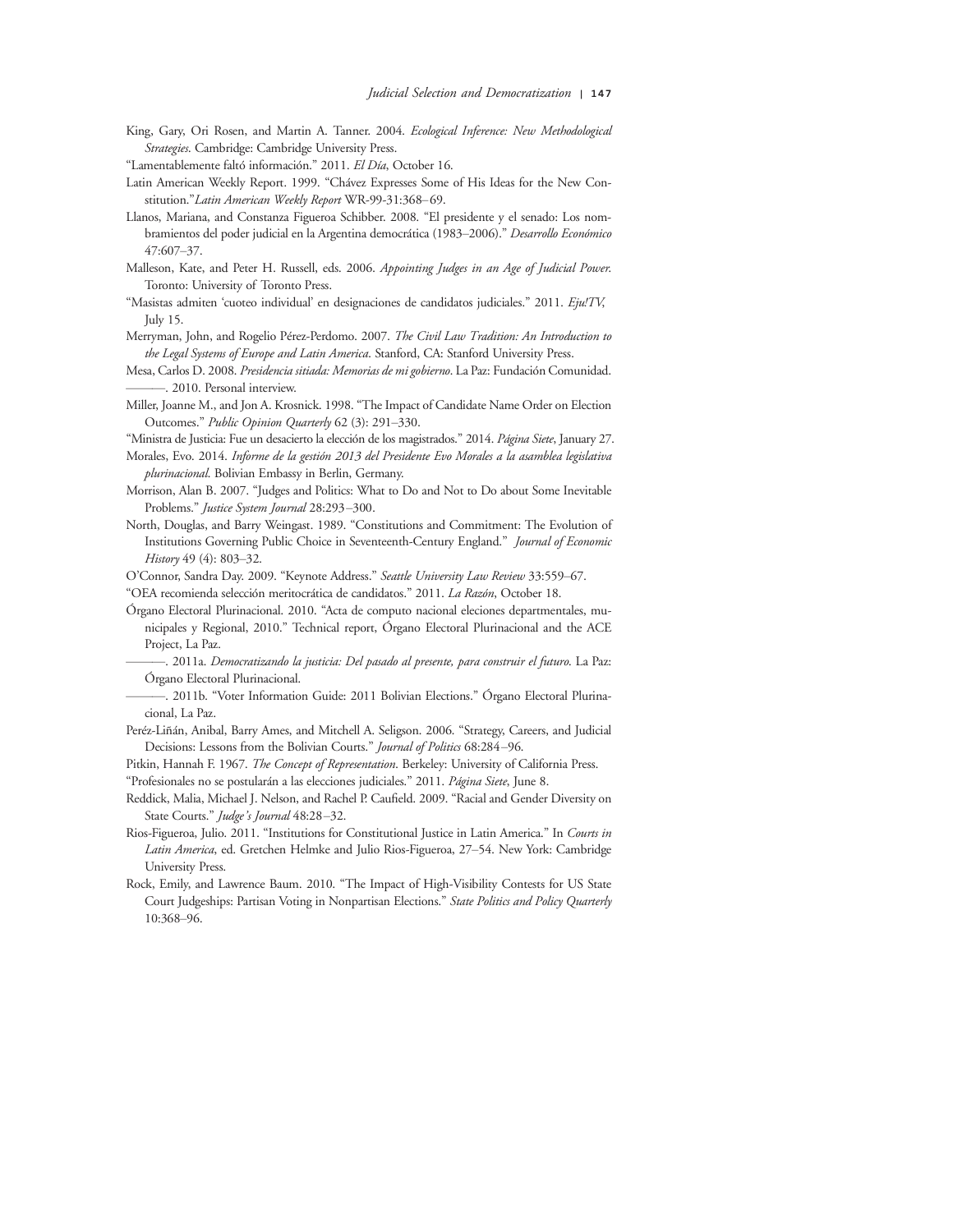King, Gary, Ori Rosen, and Martin A. Tanner. 2004. *Ecological Inference: New Methodological Strategies*. Cambridge: Cambridge University Press.

"Lamentablemente faltó información." 2011. *El Día*, October 16.

Latin American Weekly Report. 1999. "Chávez Expresses Some of His Ideas for the New Constitution."*Latin American Weekly Report* WR-99-31:368–69.

Llanos, Mariana, and Constanza Figueroa Schibber. 2008. "El presidente y el senado: Los nombramientos del poder judicial en la Argentina democrática (1983–2006)." *Desarrollo Económico* 47:607–37.

Malleson, Kate, and Peter H. Russell, eds. 2006. *Appointing Judges in an Age of Judicial Power*. Toronto: University of Toronto Press.

"Masistas admiten 'cuoteo individual' en designaciones de candidatos judiciales." 2011. *Eju!TV*, July 15.

Merryman, John, and Rogelio Pérez-Perdomo. 2007. *The Civil Law Tradition: An Introduction to the Legal Systems of Europe and Latin America*. Stanford, CA: Stanford University Press.

Mesa, Carlos D. 2008. *Presidencia sitiada: Memorias de mi gobierno*. La Paz: Fundación Comunidad.

———. 2010. Personal interview.

Miller, Joanne M., and Jon A. Krosnick. 1998. "The Impact of Candidate Name Order on Election Outcomes." *Public Opinion Quarterly* 62 (3): 291–330.

"Ministra de Justicia: Fue un desacierto la elección de los magistrados." 2014. *Página Siete*, January 27.

Morales, Evo. 2014. *Informe de la gestión 2013 del Presidente Evo Morales a la asamblea legislativa plurinacional*. Bolivian Embassy in Berlin, Germany.

Morrison, Alan B. 2007. "Judges and Politics: What to Do and Not to Do about Some Inevitable Problems." *Justice System Journal* 28:293–300.

North, Douglas, and Barry Weingast. 1989. "Constitutions and Commitment: The Evolution of Institutions Governing Public Choice in Seventeenth-Century England." *Journal of Economic History* 49 (4): 803–32.

O'Connor, Sandra Day. 2009. "Keynote Address." *Seattle University Law Review* 33:559–67.

"OEA recomienda selección meritocrática de candidatos." 2011. *La Razón*, October 18.

Órgano Electoral Plurinacional. 2010. "Acta de computo nacional eleciones departmentales, municipales y Regional, 2010." Technical report, Órgano Electoral Plurinacional and the ACE Project, La Paz.

———. 2011a. *Democratizando la justicia: Del pasado al presente, para construir el futuro*. La Paz: Órgano Electoral Plurinacional.

———. 2011b. "Voter Information Guide: 2011 Bolivian Elections." Órgano Electoral Plurinacional, La Paz.

Peréz-Liñán, Anibal, Barry Ames, and Mitchell A. Seligson. 2006. "Strategy, Careers, and Judicial Decisions: Lessons from the Bolivian Courts." *Journal of Politics* 68:284–96.

Pitkin, Hannah F. 1967. *The Concept of Representation*. Berkeley: University of California Press.

"Profesionales no se postularán a las elecciones judiciales." 2011. *Página Siete*, June 8.

Reddick, Malia, Michael J. Nelson, and Rachel P. Caufield. 2009. "Racial and Gender Diversity on State Courts." *Judge's Journal* 48:28–32.

Rios-Figueroa, Julio. 2011. "Institutions for Constitutional Justice in Latin America." In *Courts in Latin America*, ed. Gretchen Helmke and Julio Rios-Figueroa, 27–54. New York: Cambridge University Press.

Rock, Emily, and Lawrence Baum. 2010. "The Impact of High-Visibility Contests for US State Court Judgeships: Partisan Voting in Nonpartisan Elections." *State Politics and Policy Quarterly* 10:368–96.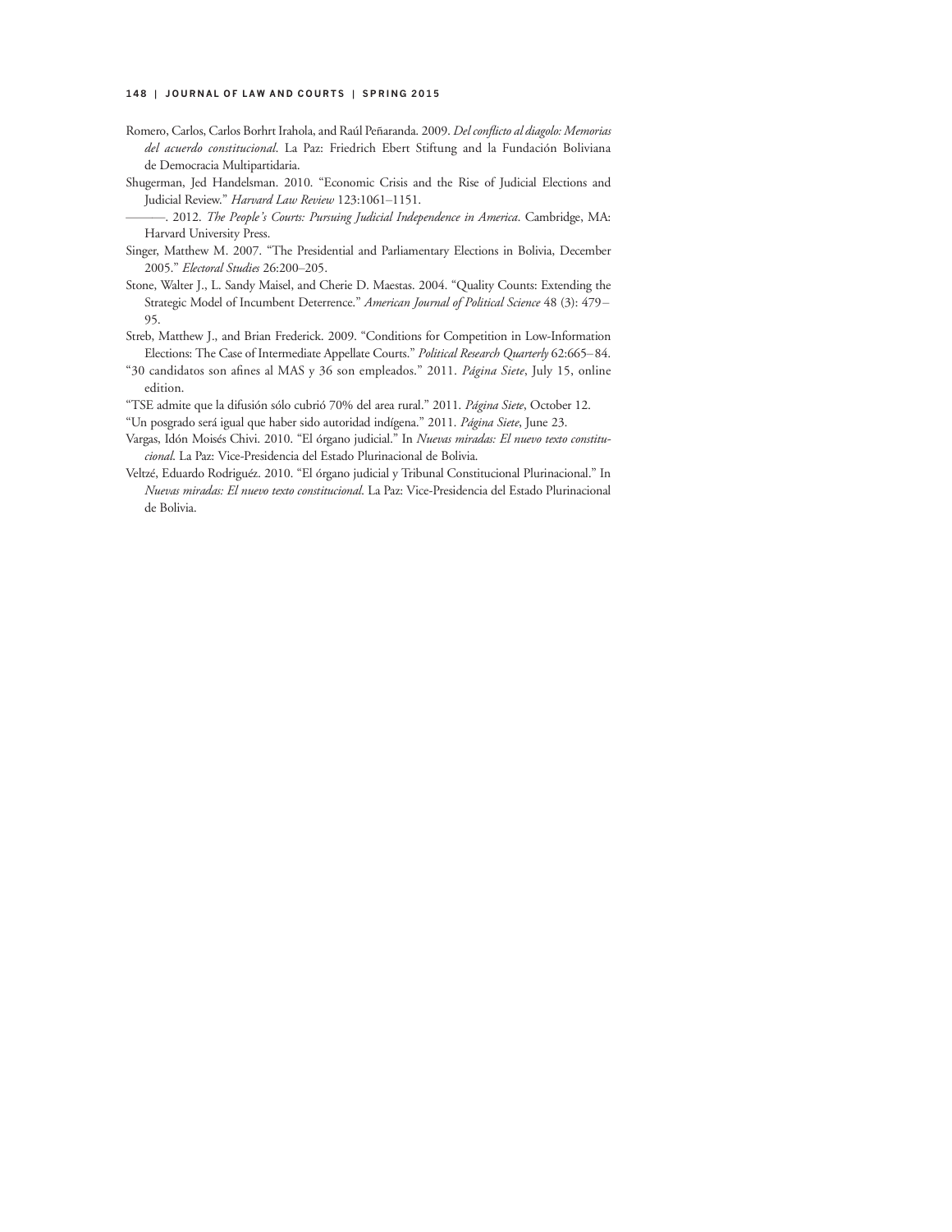Romero, Carlos, Carlos Borhrt Irahola, and Raúl Peñaranda. 2009. *Del conflicto al diagolo: Memorias del acuerdo constitucional*. La Paz: Friedrich Ebert Stiftung and la Fundación Boliviana de Democracia Multipartidaria.

Shugerman, Jed Handelsman. 2010. "Economic Crisis and the Rise of Judicial Elections and Judicial Review." *Harvard Law Review* 123:1061–1151.

———. 2012. *The People's Courts: Pursuing Judicial Independence in America*. Cambridge, MA: Harvard University Press.

Singer, Matthew M. 2007. "The Presidential and Parliamentary Elections in Bolivia, December 2005." *Electoral Studies* 26:200–205.

Stone, Walter J., L. Sandy Maisel, and Cherie D. Maestas. 2004. "Quality Counts: Extending the Strategic Model of Incumbent Deterrence." *American Journal of Political Science* 48 (3): 479–95.

Streb, Matthew J., and Brian Frederick. 2009. "Conditions for Competition in Low-Information Elections: The Case of Intermediate Appellate Courts." *Political Research Quarterly* 62:665–84.

"30 candidatos son afines al MAS y 36 son empleados." 2011. *Página Siete*, July 15, online edition.

"TSE admite que la difusión sólo cubrió 70% del area rural." 2011. *Página Siete*, October 12.

"Un posgrado será igual que haber sido autoridad indígena." 2011. *Página Siete*, June 23.

Vargas, Idón Moisés Chivi. 2010. "El órgano judicial." In *Nuevas miradas: El nuevo texto constitucional*. La Paz: Vice-Presidencia del Estado Plurinacional de Bolivia.

Veltzé, Eduardo Rodriguéz. 2010. "El órgano judicial y Tribunal Constitucional Plurinacional." In *Nuevas miradas: El nuevo texto constitucional*. La Paz: Vice-Presidencia del Estado Plurinacional de Bolivia.